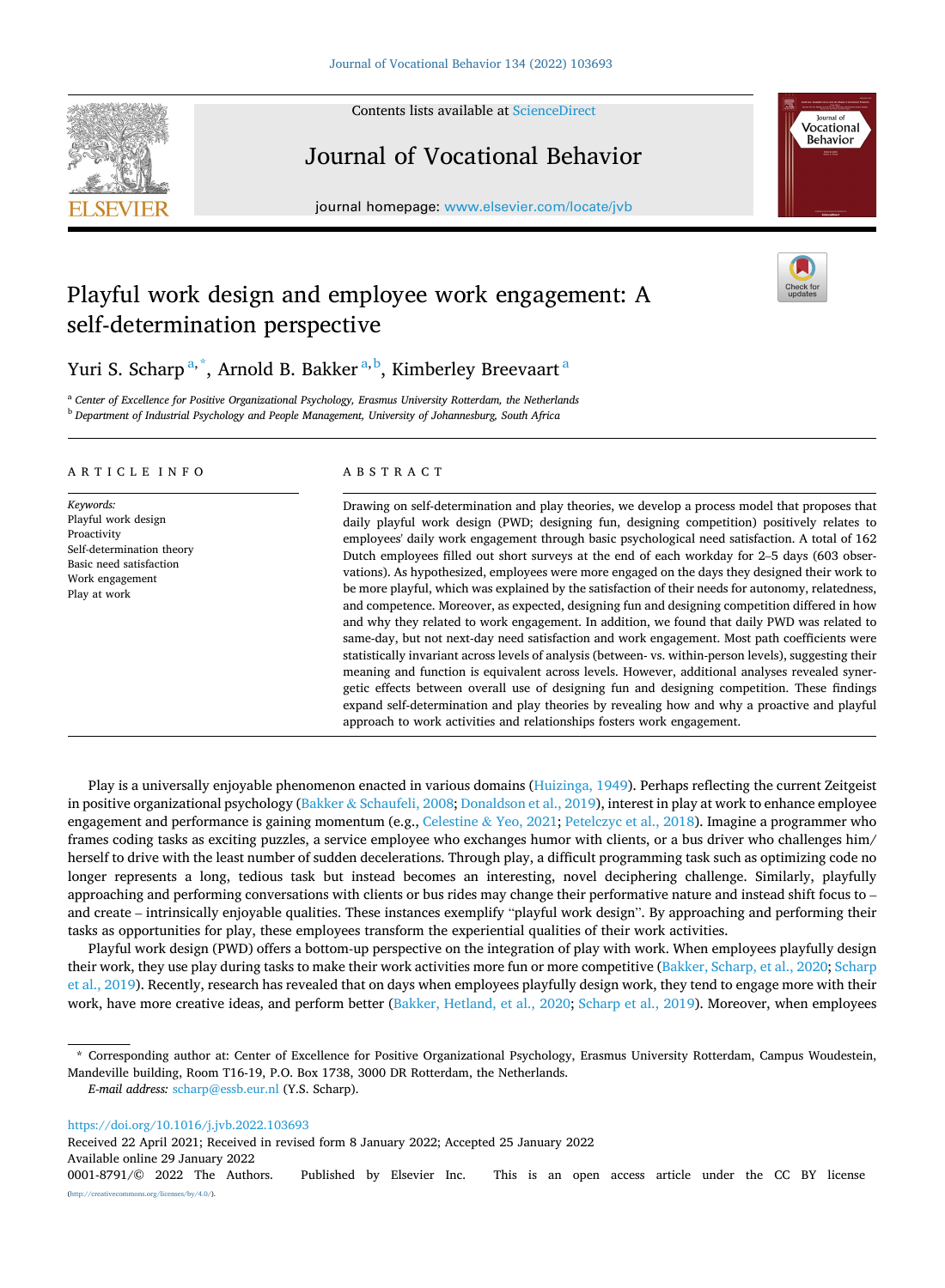# Playful work design and employee work engagement: A self-determination perspective

Yuri S. Scharp[a,*], Arnold B. Bakker[a,b], Kimberley Breevaart[a]

[a] *Center of Excellence for Positive Organizational Psychology, Erasmus University Rotterdam, the Netherlands*

[b] *Department of Industrial Psychology and People Management, University of Johannesburg, South Africa*

## ARTICLE INFO

*Keywords:*
Playful work design
Proactivity
Self-determination theory
Basic need satisfaction
Work engagement
Play at work

## ABSTRACT

Drawing on self-determination and play theories, we develop a process model that proposes that daily playful work design (PWD; designing fun, designing competition) positively relates to employees' daily work engagement through basic psychological need satisfaction. A total of 162 Dutch employees filled out short surveys at the end of each workday for 2–5 days (603 observations). As hypothesized, employees were more engaged on the days they designed their work to be more playful, which was explained by the satisfaction of their needs for autonomy, relatedness, and competence. Moreover, as expected, designing fun and designing competition differed in how and why they related to work engagement. In addition, we found that daily PWD was related to same-day, but not next-day need satisfaction and work engagement. Most path coefficients were statistically invariant across levels of analysis (between- vs. within-person levels), suggesting their meaning and function is equivalent across levels. However, additional analyses revealed synergetic effects between overall use of designing fun and designing competition. These findings expand self-determination and play theories by revealing how and why a proactive and playful approach to work activities and relationships fosters work engagement.

Play is a universally enjoyable phenomenon enacted in various domains (Huizinga, 1949). Perhaps reflecting the current Zeitgeist in positive organizational psychology (Bakker & Schaufeli, 2008; Donaldson et al., 2019), interest in play at work to enhance employee engagement and performance is gaining momentum (e.g., Celestine & Yeo, 2021; Petelczyc et al., 2018). Imagine a programmer who frames coding tasks as exciting puzzles, a service employee who exchanges humor with clients, or a bus driver who challenges him/herself to drive with the least number of sudden decelerations. Through play, a difficult programming task such as optimizing code no longer represents a long, tedious task but instead becomes an interesting, novel deciphering challenge. Similarly, playfully approaching and performing conversations with clients or bus rides may change their performative nature and instead shift focus to – and create – intrinsically enjoyable qualities. These instances exemplify "playful work design". By approaching and performing their tasks as opportunities for play, these employees transform the experiential qualities of their work activities.

Playful work design (PWD) offers a bottom-up perspective on the integration of play with work. When employees playfully design their work, they use play during tasks to make their work activities more fun or more competitive (Bakker, Scharp, et al., 2020; Scharp et al., 2019). Recently, research has revealed that on days when employees playfully design work, they tend to engage more with their work, have more creative ideas, and perform better (Bakker, Hetland, et al., 2020; Scharp et al., 2019). Moreover, when employees

---

\* Corresponding author at: Center of Excellence for Positive Organizational Psychology, Erasmus University Rotterdam, Campus Woudestein, Mandeville building, Room T16-19, P.O. Box 1738, 3000 DR Rotterdam, the Netherlands.

*E-mail address:* scharp@essb.eur.nl (Y.S. Scharp).

https://doi.org/10.1016/j.jvb.2022.103693

Received 22 April 2021; Received in revised form 8 January 2022; Accepted 25 January 2022

Available online 29 January 2022

0001-8791/© 2022 The Authors. Published by Elsevier Inc. This is an open access article under the CC BY license (http://creativecommons.org/licenses/by/4.0/).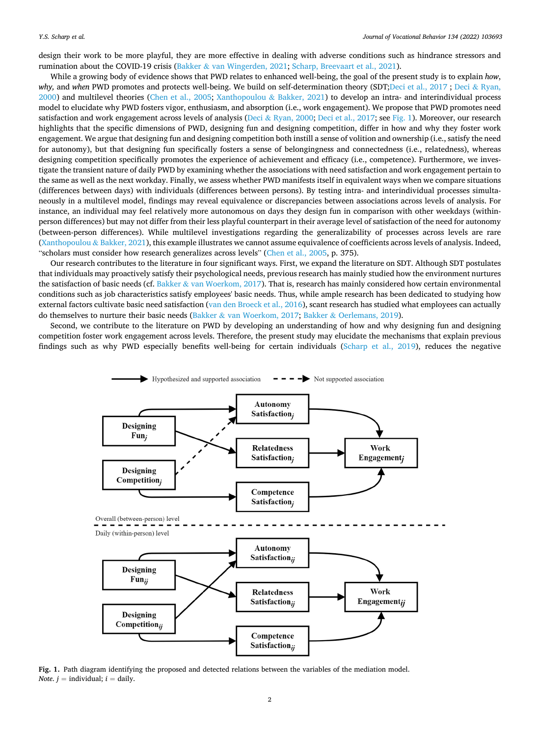design their work to be more playful, they are more effective in dealing with adverse conditions such as hindrance stressors and rumination about the COVID-19 crisis (Bakker & van Wingerden, 2021; Scharp, Breevaart et al., 2021).

While a growing body of evidence shows that PWD relates to enhanced well-being, the goal of the present study is to explain *how*, *why*, and *when* PWD promotes and protects well-being. We build on self-determination theory (SDT;Deci et al., 2017 ; Deci & Ryan, 2000) and multilevel theories (Chen et al., 2005; Xanthopoulou & Bakker, 2021) to develop an intra- and interindividual process model to elucidate why PWD fosters vigor, enthusiasm, and absorption (i.e., work engagement). We propose that PWD promotes need satisfaction and work engagement across levels of analysis (Deci & Ryan, 2000; Deci et al., 2017; see Fig. 1). Moreover, our research highlights that the specific dimensions of PWD, designing fun and designing competition, differ in how and why they foster work engagement. We argue that designing fun and designing competition both instill a sense of volition and ownership (i.e., satisfy the need for autonomy), but that designing fun specifically fosters a sense of belongingness and connectedness (i.e., relatedness), whereas designing competition specifically promotes the experience of achievement and efficacy (i.e., competence). Furthermore, we investigate the transient nature of daily PWD by examining whether the associations with need satisfaction and work engagement pertain to the same as well as the next workday. Finally, we assess whether PWD manifests itself in equivalent ways when we compare situations (differences between days) with individuals (differences between persons). By testing intra- and interindividual processes simultaneously in a multilevel model, findings may reveal equivalence or discrepancies between associations across levels of analysis. For instance, an individual may feel relatively more autonomous on days they design fun in comparison with other weekdays (within-person differences) but may not differ from their less playful counterpart in their average level of satisfaction of the need for autonomy (between-person differences). While multilevel investigations regarding the generalizability of processes across levels are rare (Xanthopoulou & Bakker, 2021), this example illustrates we cannot assume equivalence of coefficients across levels of analysis. Indeed, "scholars must consider how research generalizes across levels" (Chen et al., 2005, p. 375).

Our research contributes to the literature in four significant ways. First, we expand the literature on SDT. Although SDT postulates that individuals may proactively satisfy their psychological needs, previous research has mainly studied how the environment nurtures the satisfaction of basic needs (cf. Bakker & van Woerkom, 2017). That is, research has mainly considered how certain environmental conditions such as job characteristics satisfy employees' basic needs. Thus, while ample research has been dedicated to studying how external factors cultivate basic need satisfaction (van den Broeck et al., 2016), scant research has studied what employees can actually do themselves to nurture their basic needs (Bakker & van Woerkom, 2017; Bakker & Oerlemans, 2019).

Second, we contribute to the literature on PWD by developing an understanding of how and why designing fun and designing competition foster work engagement across levels. Therefore, the present study may elucidate the mechanisms that explain previous findings such as why PWD especially benefits well-being for certain individuals (Scharp et al., 2019), reduces the negative

**Fig. 1.** Path diagram identifying the proposed and detected relations between the variables of the mediation model.
*Note.* $j$ = individual; $i$ = daily.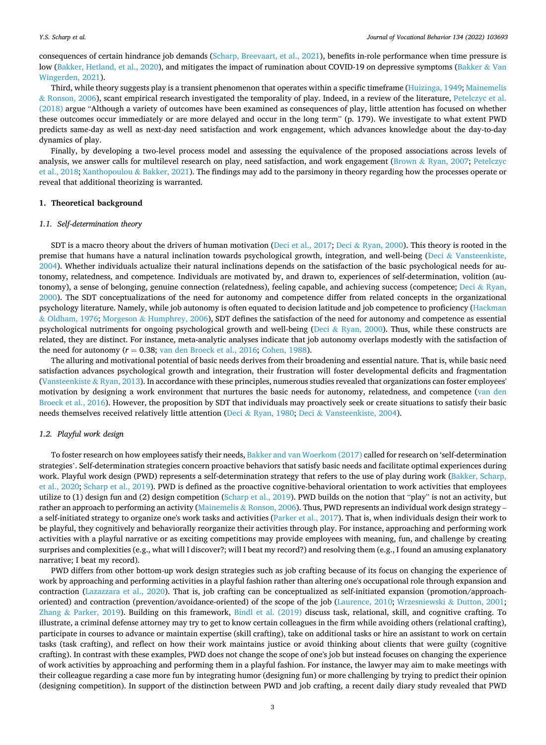consequences of certain hindrance job demands (Scharp, Breevaart, et al., 2021), benefits in-role performance when time pressure is low (Bakker, Hetland, et al., 2020), and mitigates the impact of rumination about COVID-19 on depressive symptoms (Bakker & Van Wingerden, 2021).

Third, while theory suggests play is a transient phenomenon that operates within a specific timeframe (Huizinga, 1949; Mainemelis & Ronson, 2006), scant empirical research investigated the temporality of play. Indeed, in a review of the literature, Petelczyc et al. (2018) argue "Although a variety of outcomes have been examined as consequences of play, little attention has focused on whether these outcomes occur immediately or are more delayed and occur in the long term" (p. 179). We investigate to what extent PWD predicts same-day as well as next-day need satisfaction and work engagement, which advances knowledge about the day-to-day dynamics of play.

Finally, by developing a two-level process model and assessing the equivalence of the proposed associations across levels of analysis, we answer calls for multilevel research on play, need satisfaction, and work engagement (Brown & Ryan, 2007; Petelczyc et al., 2018; Xanthopoulou & Bakker, 2021). The findings may add to the parsimony in theory regarding how the processes operate or reveal that additional theorizing is warranted.

## 1. Theoretical background

### 1.1. Self-determination theory

SDT is a macro theory about the drivers of human motivation (Deci et al., 2017; Deci & Ryan, 2000). This theory is rooted in the premise that humans have a natural inclination towards psychological growth, integration, and well-being (Deci & Vansteenkiste, 2004). Whether individuals actualize their natural inclinations depends on the satisfaction of the basic psychological needs for autonomy, relatedness, and competence. Individuals are motivated by, and drawn to, experiences of self-determination, volition (autonomy), a sense of belonging, genuine connection (relatedness), feeling capable, and achieving success (competence; Deci & Ryan, 2000). The SDT conceptualizations of the need for autonomy and competence differ from related concepts in the organizational psychology literature. Namely, while job autonomy is often equated to decision latitude and job competence to proficiency (Hackman & Oldham, 1976; Morgeson & Humphrey, 2006), SDT defines the satisfaction of the need for autonomy and competence as essential psychological nutriments for ongoing psychological growth and well-being (Deci & Ryan, 2000). Thus, while these constructs are related, they are distinct. For instance, meta-analytic analyses indicate that job autonomy overlaps modestly with the satisfaction of the need for autonomy ($r = 0.38$; van den Broeck et al., 2016; Cohen, 1988).

The alluring and motivational potential of basic needs derives from their broadening and essential nature. That is, while basic need satisfaction advances psychological growth and integration, their frustration will foster developmental deficits and fragmentation (Vansteenkiste & Ryan, 2013). In accordance with these principles, numerous studies revealed that organizations can foster employees' motivation by designing a work environment that nurtures the basic needs for autonomy, relatedness, and competence (van den Broeck et al., 2016). However, the proposition by SDT that individuals may proactively seek or create situations to satisfy their basic needs themselves received relatively little attention (Deci & Ryan, 1980; Deci & Vansteenkiste, 2004).

### 1.2. Playful work design

To foster research on how employees satisfy their needs, Bakker and van Woerkom (2017) called for research on 'self-determination strategies'. Self-determination strategies concern proactive behaviors that satisfy basic needs and facilitate optimal experiences during work. Playful work design (PWD) represents a self-determination strategy that refers to the use of play during work (Bakker, Scharp, et al., 2020; Scharp et al., 2019). PWD is defined as the proactive cognitive-behavioral orientation to work activities that employees utilize to (1) design fun and (2) design competition (Scharp et al., 2019). PWD builds on the notion that "play" is not an activity, but rather an approach to performing an activity (Mainemelis & Ronson, 2006). Thus, PWD represents an individual work design strategy – a self-initiated strategy to organize one's work tasks and activities (Parker et al., 2017). That is, when individuals design their work to be playful, they cognitively and behaviorally reorganize their activities through play. For instance, approaching and performing work activities with a playful narrative or as exciting competitions may provide employees with meaning, fun, and challenge by creating surprises and complexities (e.g., what will I discover?; will I beat my record?) and resolving them (e.g., I found an amusing explanatory narrative; I beat my record).

PWD differs from other bottom-up work design strategies such as job crafting because of its focus on changing the experience of work by approaching and performing activities in a playful fashion rather than altering one's occupational role through expansion and contraction (Lazazzara et al., 2020). That is, job crafting can be conceptualized as self-initiated expansion (promotion/approach-oriented) and contraction (prevention/avoidance-oriented) of the scope of the job (Laurence, 2010; Wrzesniewski & Dutton, 2001; Zhang & Parker, 2019). Building on this framework, Bindl et al. (2019) discuss task, relational, skill, and cognitive crafting. To illustrate, a criminal defense attorney may try to get to know certain colleagues in the firm while avoiding others (relational crafting), participate in courses to advance or maintain expertise (skill crafting), take on additional tasks or hire an assistant to work on certain tasks (task crafting), and reflect on how their work maintains justice or avoid thinking about clients that were guilty (cognitive crafting). In contrast with these examples, PWD does not change the scope of one's job but instead focuses on changing the experience of work activities by approaching and performing them in a playful fashion. For instance, the lawyer may aim to make meetings with their colleague regarding a case more fun by integrating humor (designing fun) or more challenging by trying to predict their opinion (designing competition). In support of the distinction between PWD and job crafting, a recent daily diary study revealed that PWD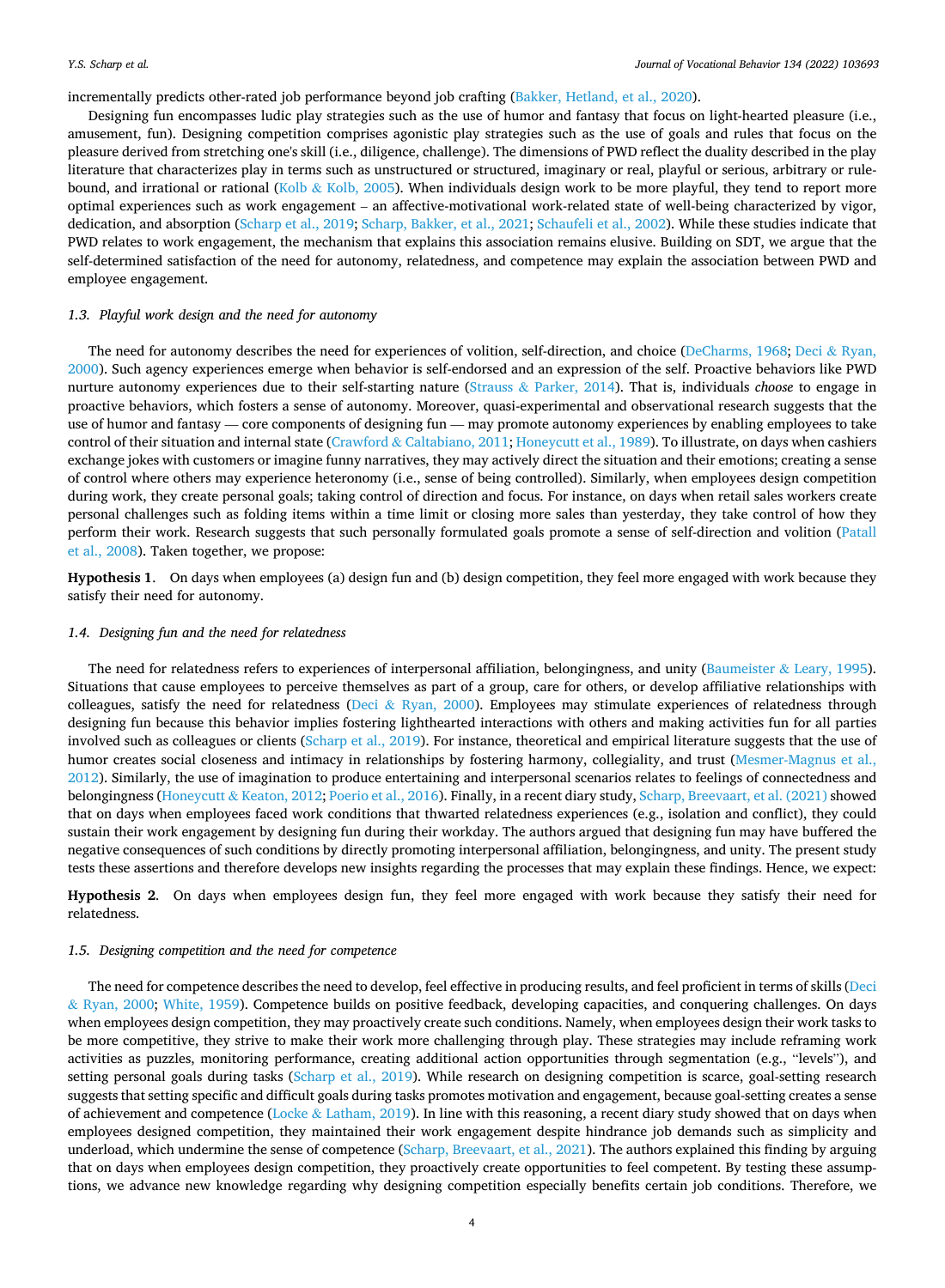incrementally predicts other-rated job performance beyond job crafting (Bakker, Hetland, et al., 2020).

Designing fun encompasses ludic play strategies such as the use of humor and fantasy that focus on light-hearted pleasure (i.e., amusement, fun). Designing competition comprises agonistic play strategies such as the use of goals and rules that focus on the pleasure derived from stretching one's skill (i.e., diligence, challenge). The dimensions of PWD reflect the duality described in the play literature that characterizes play in terms such as unstructured or structured, imaginary or real, playful or serious, arbitrary or rule-bound, and irrational or rational (Kolb & Kolb, 2005). When individuals design work to be more playful, they tend to report more optimal experiences such as work engagement – an affective-motivational work-related state of well-being characterized by vigor, dedication, and absorption (Scharp et al., 2019; Scharp, Bakker, et al., 2021; Schaufeli et al., 2002). While these studies indicate that PWD relates to work engagement, the mechanism that explains this association remains elusive. Building on SDT, we argue that the self-determined satisfaction of the need for autonomy, relatedness, and competence may explain the association between PWD and employee engagement.

### 1.3. Playful work design and the need for autonomy

The need for autonomy describes the need for experiences of volition, self-direction, and choice (DeCharms, 1968; Deci & Ryan, 2000). Such agency experiences emerge when behavior is self-endorsed and an expression of the self. Proactive behaviors like PWD nurture autonomy experiences due to their self-starting nature (Strauss & Parker, 2014). That is, individuals *choose* to engage in proactive behaviors, which fosters a sense of autonomy. Moreover, quasi-experimental and observational research suggests that the use of humor and fantasy — core components of designing fun — may promote autonomy experiences by enabling employees to take control of their situation and internal state (Crawford & Caltabiano, 2011; Honeycutt et al., 1989). To illustrate, on days when cashiers exchange jokes with customers or imagine funny narratives, they may actively direct the situation and their emotions; creating a sense of control where others may experience heteronomy (i.e., sense of being controlled). Similarly, when employees design competition during work, they create personal goals; taking control of direction and focus. For instance, on days when retail sales workers create personal challenges such as folding items within a time limit or closing more sales than yesterday, they take control of how they perform their work. Research suggests that such personally formulated goals promote a sense of self-direction and volition (Patall et al., 2008). Taken together, we propose:

**Hypothesis 1**. On days when employees (a) design fun and (b) design competition, they feel more engaged with work because they satisfy their need for autonomy.

### 1.4. Designing fun and the need for relatedness

The need for relatedness refers to experiences of interpersonal affiliation, belongingness, and unity (Baumeister & Leary, 1995). Situations that cause employees to perceive themselves as part of a group, care for others, or develop affiliative relationships with colleagues, satisfy the need for relatedness (Deci & Ryan, 2000). Employees may stimulate experiences of relatedness through designing fun because this behavior implies fostering lighthearted interactions with others and making activities fun for all parties involved such as colleagues or clients (Scharp et al., 2019). For instance, theoretical and empirical literature suggests that the use of humor creates social closeness and intimacy in relationships by fostering harmony, collegiality, and trust (Mesmer-Magnus et al., 2012). Similarly, the use of imagination to produce entertaining and interpersonal scenarios relates to feelings of connectedness and belongingness (Honeycutt & Keaton, 2012; Poerio et al., 2016). Finally, in a recent diary study, Scharp, Breevaart, et al. (2021) showed that on days when employees faced work conditions that thwarted relatedness experiences (e.g., isolation and conflict), they could sustain their work engagement by designing fun during their workday. The authors argued that designing fun may have buffered the negative consequences of such conditions by directly promoting interpersonal affiliation, belongingness, and unity. The present study tests these assertions and therefore develops new insights regarding the processes that may explain these findings. Hence, we expect:

**Hypothesis 2**. On days when employees design fun, they feel more engaged with work because they satisfy their need for relatedness.

### 1.5. Designing competition and the need for competence

The need for competence describes the need to develop, feel effective in producing results, and feel proficient in terms of skills (Deci & Ryan, 2000; White, 1959). Competence builds on positive feedback, developing capacities, and conquering challenges. On days when employees design competition, they may proactively create such conditions. Namely, when employees design their work tasks to be more competitive, they strive to make their work more challenging through play. These strategies may include reframing work activities as puzzles, monitoring performance, creating additional action opportunities through segmentation (e.g., "levels"), and setting personal goals during tasks (Scharp et al., 2019). While research on designing competition is scarce, goal-setting research suggests that setting specific and difficult goals during tasks promotes motivation and engagement, because goal-setting creates a sense of achievement and competence (Locke & Latham, 2019). In line with this reasoning, a recent diary study showed that on days when employees designed competition, they maintained their work engagement despite hindrance job demands such as simplicity and underload, which undermine the sense of competence (Scharp, Breevaart, et al., 2021). The authors explained this finding by arguing that on days when employees design competition, they proactively create opportunities to feel competent. By testing these assumptions, we advance new knowledge regarding why designing competition especially benefits certain job conditions. Therefore, we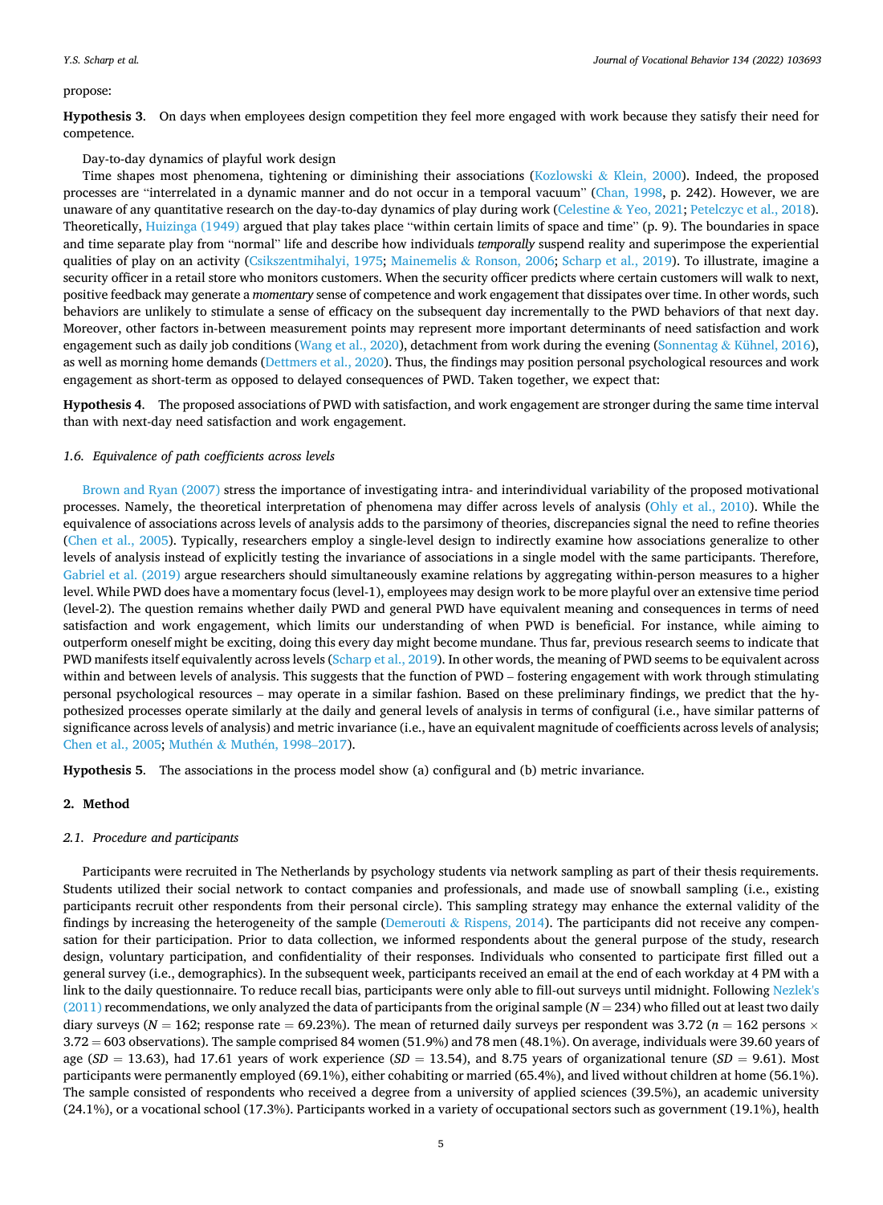propose:

**Hypothesis 3**. On days when employees design competition they feel more engaged with work because they satisfy their need for competence.

Day-to-day dynamics of playful work design

Time shapes most phenomena, tightening or diminishing their associations (Kozlowski & Klein, 2000). Indeed, the proposed processes are "interrelated in a dynamic manner and do not occur in a temporal vacuum" (Chan, 1998, p. 242). However, we are unaware of any quantitative research on the day-to-day dynamics of play during work (Celestine & Yeo, 2021; Petelczyc et al., 2018). Theoretically, Huizinga (1949) argued that play takes place "within certain limits of space and time" (p. 9). The boundaries in space and time separate play from "normal" life and describe how individuals *temporally* suspend reality and superimpose the experiential qualities of play on an activity (Csikszentmihalyi, 1975; Mainemelis & Ronson, 2006; Scharp et al., 2019). To illustrate, imagine a security officer in a retail store who monitors customers. When the security officer predicts where certain customers will walk to next, positive feedback may generate a *momentary* sense of competence and work engagement that dissipates over time. In other words, such behaviors are unlikely to stimulate a sense of efficacy on the subsequent day incrementally to the PWD behaviors of that next day. Moreover, other factors in-between measurement points may represent more important determinants of need satisfaction and work engagement such as daily job conditions (Wang et al., 2020), detachment from work during the evening (Sonnentag & Kühnel, 2016), as well as morning home demands (Dettmers et al., 2020). Thus, the findings may position personal psychological resources and work engagement as short-term as opposed to delayed consequences of PWD. Taken together, we expect that:

**Hypothesis 4**. The proposed associations of PWD with satisfaction, and work engagement are stronger during the same time interval than with next-day need satisfaction and work engagement.

### 1.6. Equivalence of path coefficients across levels

Brown and Ryan (2007) stress the importance of investigating intra- and interindividual variability of the proposed motivational processes. Namely, the theoretical interpretation of phenomena may differ across levels of analysis (Ohly et al., 2010). While the equivalence of associations across levels of analysis adds to the parsimony of theories, discrepancies signal the need to refine theories (Chen et al., 2005). Typically, researchers employ a single-level design to indirectly examine how associations generalize to other levels of analysis instead of explicitly testing the invariance of associations in a single model with the same participants. Therefore, Gabriel et al. (2019) argue researchers should simultaneously examine relations by aggregating within-person measures to a higher level. While PWD does have a momentary focus (level-1), employees may design work to be more playful over an extensive time period (level-2). The question remains whether daily PWD and general PWD have equivalent meaning and consequences in terms of need satisfaction and work engagement, which limits our understanding of when PWD is beneficial. For instance, while aiming to outperform oneself might be exciting, doing this every day might become mundane. Thus far, previous research seems to indicate that PWD manifests itself equivalently across levels (Scharp et al., 2019). In other words, the meaning of PWD seems to be equivalent across within and between levels of analysis. This suggests that the function of PWD – fostering engagement with work through stimulating personal psychological resources – may operate in a similar fashion. Based on these preliminary findings, we predict that the hypothesized processes operate similarly at the daily and general levels of analysis in terms of configural (i.e., have similar patterns of significance across levels of analysis) and metric invariance (i.e., have an equivalent magnitude of coefficients across levels of analysis; Chen et al., 2005; Muthén & Muthén, 1998–2017).

**Hypothesis 5**. The associations in the process model show (a) configural and (b) metric invariance.

## 2. Method

### 2.1. Procedure and participants

Participants were recruited in The Netherlands by psychology students via network sampling as part of their thesis requirements. Students utilized their social network to contact companies and professionals, and made use of snowball sampling (i.e., existing participants recruit other respondents from their personal circle). This sampling strategy may enhance the external validity of the findings by increasing the heterogeneity of the sample (Demerouti & Rispens, 2014). The participants did not receive any compensation for their participation. Prior to data collection, we informed respondents about the general purpose of the study, research design, voluntary participation, and confidentiality of their responses. Individuals who consented to participate first filled out a general survey (i.e., demographics). In the subsequent week, participants received an email at the end of each workday at 4 PM with a link to the daily questionnaire. To reduce recall bias, participants were only able to fill-out surveys until midnight. Following Nezlek's (2011) recommendations, we only analyzed the data of participants from the original sample ($N = 234$) who filled out at least two daily diary surveys ($N = 162$; response rate = 69.23%). The mean of returned daily surveys per respondent was 3.72 ($n = 162$ persons $\times$ 3.72 = 603 observations). The sample comprised 84 women (51.9%) and 78 men (48.1%). On average, individuals were 39.60 years of age ($SD = 13.63$), had 17.61 years of work experience ($SD = 13.54$), and 8.75 years of organizational tenure ($SD = 9.61$). Most participants were permanently employed (69.1%), either cohabiting or married (65.4%), and lived without children at home (56.1%). The sample consisted of respondents who received a degree from a university of applied sciences (39.5%), an academic university (24.1%), or a vocational school (17.3%). Participants worked in a variety of occupational sectors such as government (19.1%), health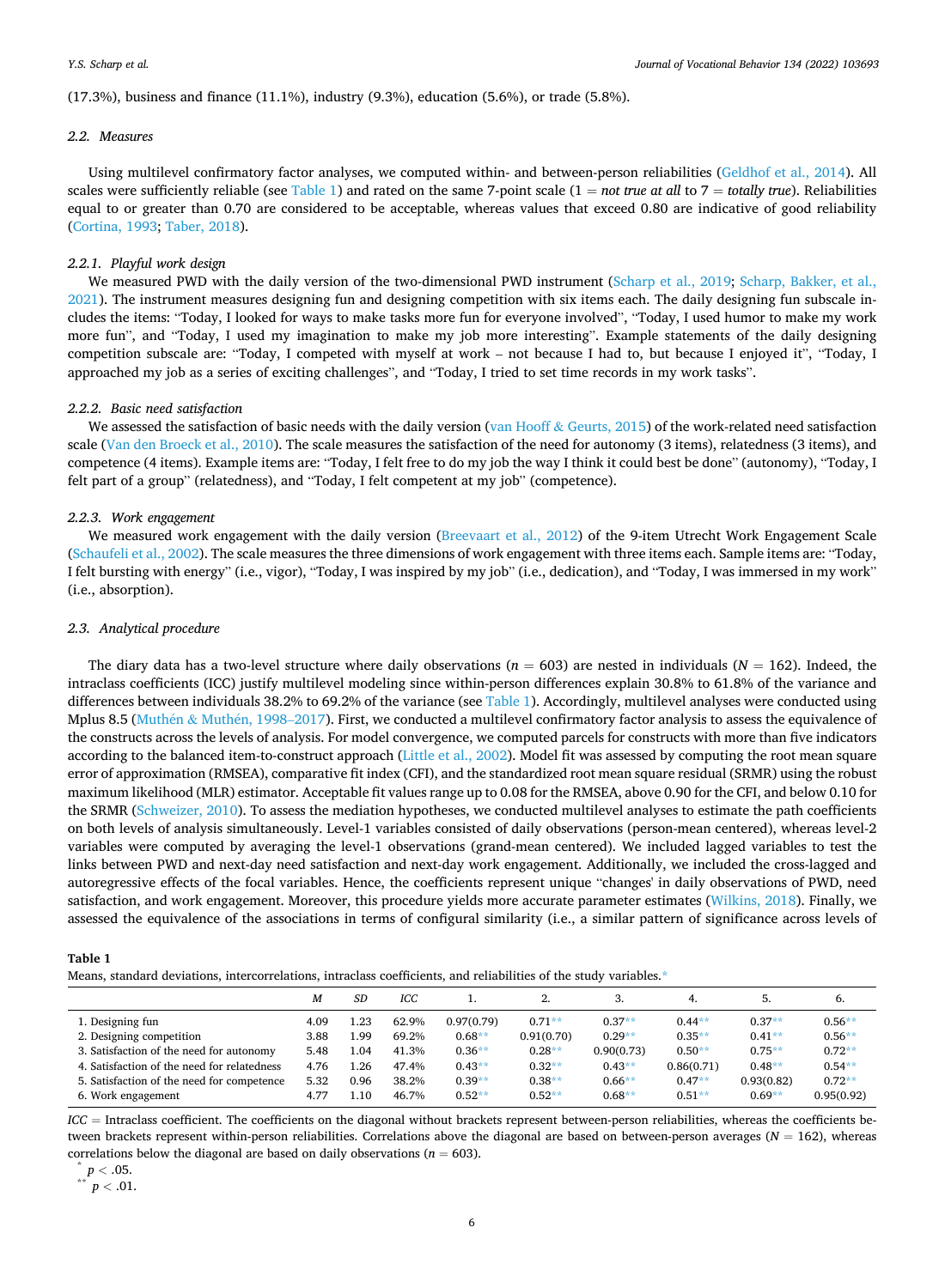(17.3%), business and finance (11.1%), industry (9.3%), education (5.6%), or trade (5.8%).

### 2.2. Measures

Using multilevel confirmatory factor analyses, we computed within- and between-person reliabilities (Geldhof et al., 2014). All scales were sufficiently reliable (see Table 1) and rated on the same 7-point scale (1 = *not true at all* to 7 = *totally true*). Reliabilities equal to or greater than 0.70 are considered to be acceptable, whereas values that exceed 0.80 are indicative of good reliability (Cortina, 1993; Taber, 2018).

#### 2.2.1. Playful work design

We measured PWD with the daily version of the two-dimensional PWD instrument (Scharp et al., 2019; Scharp, Bakker, et al., 2021). The instrument measures designing fun and designing competition with six items each. The daily designing fun subscale includes the items: "Today, I looked for ways to make tasks more fun for everyone involved", "Today, I used humor to make my work more fun", and "Today, I used my imagination to make my job more interesting". Example statements of the daily designing competition subscale are: "Today, I competed with myself at work – not because I had to, but because I enjoyed it", "Today, I approached my job as a series of exciting challenges", and "Today, I tried to set time records in my work tasks".

#### 2.2.2. Basic need satisfaction

We assessed the satisfaction of basic needs with the daily version (van Hooff & Geurts, 2015) of the work-related need satisfaction scale (Van den Broeck et al., 2010). The scale measures the satisfaction of the need for autonomy (3 items), relatedness (3 items), and competence (4 items). Example items are: "Today, I felt free to do my job the way I think it could best be done" (autonomy), "Today, I felt part of a group" (relatedness), and "Today, I felt competent at my job" (competence).

#### 2.2.3. Work engagement

We measured work engagement with the daily version (Breevaart et al., 2012) of the 9-item Utrecht Work Engagement Scale (Schaufeli et al., 2002). The scale measures the three dimensions of work engagement with three items each. Sample items are: "Today, I felt bursting with energy" (i.e., vigor), "Today, I was inspired by my job" (i.e., dedication), and "Today, I was immersed in my work" (i.e., absorption).

### 2.3. Analytical procedure

The diary data has a two-level structure where daily observations ($n = 603$) are nested in individuals ($N = 162$). Indeed, the intraclass coefficients (ICC) justify multilevel modeling since within-person differences explain 30.8% to 61.8% of the variance and differences between individuals 38.2% to 69.2% of the variance (see Table 1). Accordingly, multilevel analyses were conducted using Mplus 8.5 (Muthén & Muthén, 1998–2017). First, we conducted a multilevel confirmatory factor analysis to assess the equivalence of the constructs across the levels of analysis. For model convergence, we computed parcels for constructs with more than five indicators according to the balanced item-to-construct approach (Little et al., 2002). Model fit was assessed by computing the root mean square error of approximation (RMSEA), comparative fit index (CFI), and the standardized root mean square residual (SRMR) using the robust maximum likelihood (MLR) estimator. Acceptable fit values range up to 0.08 for the RMSEA, above 0.90 for the CFI, and below 0.10 for the SRMR (Schweizer, 2010). To assess the mediation hypotheses, we conducted multilevel analyses to estimate the path coefficients on both levels of analysis simultaneously. Level-1 variables consisted of daily observations (person-mean centered), whereas level-2 variables were computed by averaging the level-1 observations (grand-mean centered). We included lagged variables to test the links between PWD and next-day need satisfaction and next-day work engagement. Additionally, we included the cross-lagged and autoregressive effects of the focal variables. Hence, the coefficients represent unique "changes' in daily observations of PWD, need satisfaction, and work engagement. Moreover, this procedure yields more accurate parameter estimates (Wilkins, 2018). Finally, we assessed the equivalence of the associations in terms of configural similarity (i.e., a similar pattern of significance across levels of

**Table 1**
Means, standard deviations, intercorrelations, intraclass coefficients, and reliabilities of the study variables.*

| | *M* | *SD* | *ICC* | 1. | 2. | 3. | 4. | 5. | 6. |
|---|---|---|---|---|---|---|---|---|---|
| 1. Designing fun | 4.09 | 1.23 | 62.9% | 0.97(0.79) | 0.71** | 0.37** | 0.44** | 0.37** | 0.56** |
| 2. Designing competition | 3.88 | 1.99 | 69.2% | 0.68** | 0.91(0.70) | 0.29** | 0.35** | 0.41** | 0.56** |
| 3. Satisfaction of the need for autonomy | 5.48 | 1.04 | 41.3% | 0.36** | 0.28** | 0.90(0.73) | 0.50** | 0.75** | 0.72** |
| 4. Satisfaction of the need for relatedness | 4.76 | 1.26 | 47.4% | 0.43** | 0.32** | 0.43** | 0.86(0.71) | 0.48** | 0.54** |
| 5. Satisfaction of the need for competence | 5.32 | 0.96 | 38.2% | 0.39** | 0.38** | 0.66** | 0.47** | 0.93(0.82) | 0.72** |
| 6. Work engagement | 4.77 | 1.10 | 46.7% | 0.52** | 0.52** | 0.68** | 0.51** | 0.69** | 0.95(0.92) |

*ICC* = Intraclass coefficient. The coefficients on the diagonal without brackets represent between-person reliabilities, whereas the coefficients between brackets represent within-person reliabilities. Correlations above the diagonal are based on between-person averages ($N = 162$), whereas correlations below the diagonal are based on daily observations ($n = 603$).

\* $p < .05$.

\*\* $p < .01$.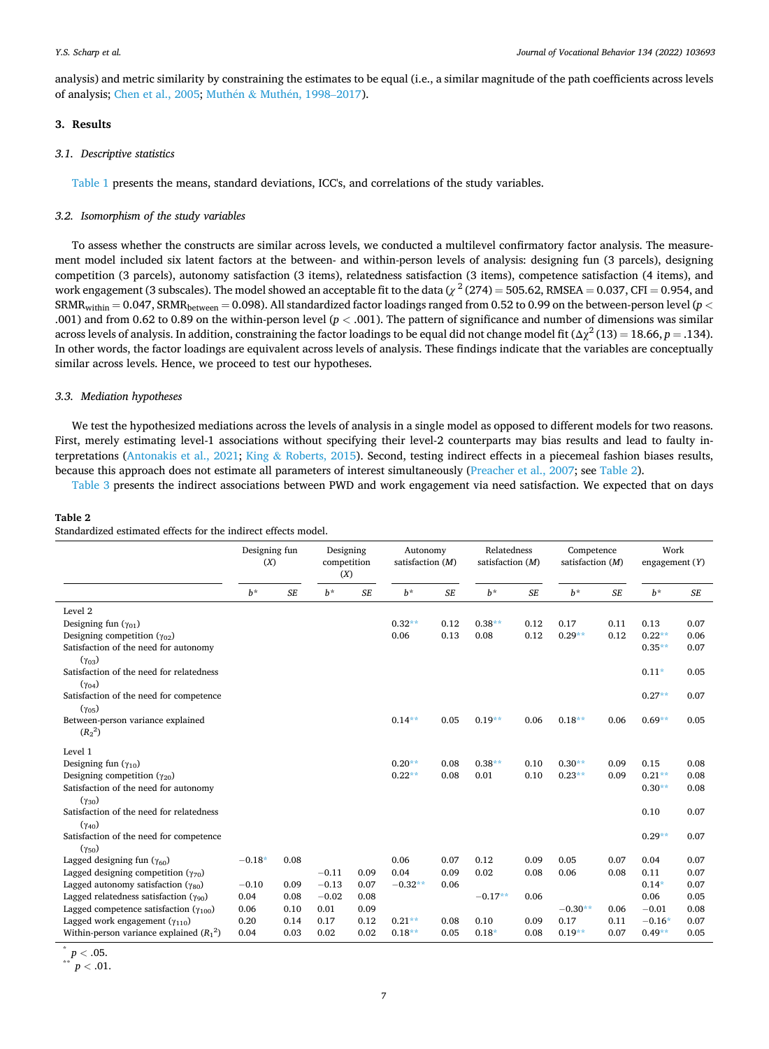analysis) and metric similarity by constraining the estimates to be equal (i.e., a similar magnitude of the path coefficients across levels of analysis; Chen et al., 2005; Muthén & Muthén, 1998–2017).

## 3. Results

### 3.1. Descriptive statistics

Table 1 presents the means, standard deviations, ICC's, and correlations of the study variables.

### 3.2. Isomorphism of the study variables

To assess whether the constructs are similar across levels, we conducted a multilevel confirmatory factor analysis. The measurement model included six latent factors at the between- and within-person levels of analysis: designing fun (3 parcels), designing competition (3 parcels), autonomy satisfaction (3 items), relatedness satisfaction (3 items), competence satisfaction (4 items), and work engagement (3 subscales). The model showed an acceptable fit to the data ($\chi^2(274) = 505.62$, RMSEA = 0.037, CFI = 0.954, and $SRMR_{within} = 0.047$, $SRMR_{between} = 0.098$). All standardized factor loadings ranged from 0.52 to 0.99 on the between-person level ($p < .001$) and from 0.62 to 0.89 on the within-person level ($p < .001$). The pattern of significance and number of dimensions was similar across levels of analysis. In addition, constraining the factor loadings to be equal did not change model fit ($\Delta\chi^2(13) = 18.66$, $p = .134$). In other words, the factor loadings are equivalent across levels of analysis. These findings indicate that the variables are conceptually similar across levels. Hence, we proceed to test our hypotheses.

### 3.3. Mediation hypotheses

We test the hypothesized mediations across the levels of analysis in a single model as opposed to different models for two reasons. First, merely estimating level-1 associations without specifying their level-2 counterparts may bias results and lead to faulty interpretations (Antonakis et al., 2021; King & Roberts, 2015). Second, testing indirect effects in a piecemeal fashion biases results, because this approach does not estimate all parameters of interest simultaneously (Preacher et al., 2007; see Table 2).

Table 3 presents the indirect associations between PWD and work engagement via need satisfaction. We expected that on days

**Table 2**
Standardized estimated effects for the indirect effects model.

| | Designing fun (*X*) | | Designing competition (*X*) | | Autonomy satisfaction (*M*) | | Relatedness satisfaction (*M*) | | Competence satisfaction (*M*) | | Work engagement (*Y*) | |
|---|---|---|---|---|---|---|---|---|---|---|---|---|
| | $b^*$ | *SE* | $b^*$ | *SE* | $b^*$ | *SE* | $b^*$ | *SE* | $b^*$ | *SE* | $b^*$ | *SE* |
| Level 2 | | | | | | | | | | | | |
| Designing fun ($\gamma_{01}$) | | | | | 0.32** | 0.12 | 0.38** | 0.12 | 0.17 | 0.11 | 0.13 | 0.07 |
| Designing competition ($\gamma_{02}$) | | | | | 0.06 | 0.13 | 0.08 | 0.12 | 0.29** | 0.12 | 0.22** | 0.06 |
| Satisfaction of the need for autonomy ($\gamma_{03}$) | | | | | | | | | | | 0.35** | 0.07 |
| Satisfaction of the need for relatedness ($\gamma_{04}$) | | | | | | | | | | | 0.11* | 0.05 |
| Satisfaction of the need for competence ($\gamma_{05}$) | | | | | | | | | | | 0.27** | 0.07 |
| Between-person variance explained ($R_2^2$) | | | | | 0.14** | 0.05 | 0.19** | 0.06 | 0.18** | 0.06 | 0.69** | 0.05 |
| Level 1 | | | | | | | | | | | | |
| Designing fun ($\gamma_{10}$) | | | | | 0.20** | 0.08 | 0.38** | 0.10 | 0.30** | 0.09 | 0.15 | 0.08 |
| Designing competition ($\gamma_{20}$) | | | | | 0.22** | 0.08 | 0.01 | 0.10 | 0.23** | 0.09 | 0.21** | 0.08 |
| Satisfaction of the need for autonomy ($\gamma_{30}$) | | | | | | | | | | | 0.30** | 0.08 |
| Satisfaction of the need for relatedness ($\gamma_{40}$) | | | | | | | | | | | 0.10 | 0.07 |
| Satisfaction of the need for competence ($\gamma_{50}$) | | | | | | | | | | | 0.29** | 0.07 |
| Lagged designing fun ($\gamma_{60}$) | −0.18* | 0.08 | | | 0.06 | 0.07 | 0.12 | 0.09 | 0.05 | 0.07 | 0.04 | 0.07 |
| Lagged designing competition ($\gamma_{70}$) | | | −0.11 | 0.09 | 0.04 | 0.09 | 0.02 | 0.08 | 0.06 | 0.08 | 0.11 | 0.07 |
| Lagged autonomy satisfaction ($\gamma_{80}$) | −0.10 | 0.09 | −0.13 | 0.07 | −0.32** | 0.06 | | | | | 0.14* | 0.07 |
| Lagged relatedness satisfaction ($\gamma_{90}$) | 0.04 | 0.08 | −0.02 | 0.08 | | | −0.17** | 0.06 | | | 0.06 | 0.05 |
| Lagged competence satisfaction ($\gamma_{100}$) | 0.06 | 0.10 | 0.01 | 0.09 | | | | | −0.30** | 0.06 | −0.01 | 0.08 |
| Lagged work engagement ($\gamma_{110}$) | 0.20 | 0.14 | 0.17 | 0.12 | 0.21** | 0.08 | 0.10 | 0.09 | 0.17 | 0.11 | −0.16* | 0.07 |
| Within-person variance explained ($R_1^2$) | 0.04 | 0.03 | 0.02 | 0.02 | 0.18** | 0.05 | 0.18* | 0.08 | 0.19** | 0.07 | 0.49** | 0.05 |

* $p < .05$.
** $p < .01$.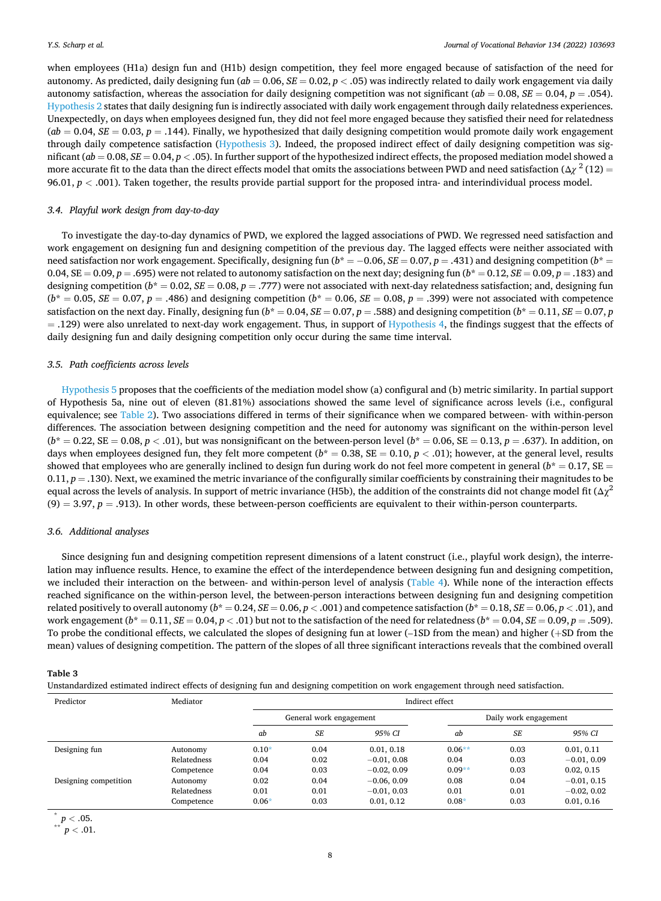when employees (H1a) design fun and (H1b) design competition, they feel more engaged because of satisfaction of the need for autonomy. As predicted, daily designing fun ($ab = 0.06$, $SE = 0.02$, $p < .05$) was indirectly related to daily work engagement via daily autonomy satisfaction, whereas the association for daily designing competition was not significant ($ab = 0.08$, $SE = 0.04$, $p = .054$). Hypothesis 2 states that daily designing fun is indirectly associated with daily work engagement through daily relatedness experiences. Unexpectedly, on days when employees designed fun, they did not feel more engaged because they satisfied their need for relatedness ($ab = 0.04$, $SE = 0.03$, $p = .144$). Finally, we hypothesized that daily designing competition would promote daily work engagement through daily competence satisfaction (Hypothesis 3). Indeed, the proposed indirect effect of daily designing competition was significant ($ab = 0.08$, $SE = 0.04$, $p < .05$). In further support of the hypothesized indirect effects, the proposed mediation model showed a more accurate fit to the data than the direct effects model that omits the associations between PWD and need satisfaction ($\Delta\chi^2(12) = 96.01$, $p < .001$). Taken together, the results provide partial support for the proposed intra- and interindividual process model.

### 3.4. Playful work design from day-to-day

To investigate the day-to-day dynamics of PWD, we explored the lagged associations of PWD. We regressed need satisfaction and work engagement on designing fun and designing competition of the previous day. The lagged effects were neither associated with need satisfaction nor work engagement. Specifically, designing fun ($b^* = -0.06$, $SE = 0.07$, $p = .431$) and designing competition ($b^* = 0.04$, $SE = 0.09$, $p = .695$) were not related to autonomy satisfaction on the next day; designing fun ($b^* = 0.12$, $SE = 0.09$, $p = .183$) and designing competition ($b^* = 0.02$, $SE = 0.08$, $p = .777$) were not associated with next-day relatedness satisfaction; and, designing fun ($b^* = 0.05$, $SE = 0.07$, $p = .486$) and designing competition ($b^* = 0.06$, $SE = 0.08$, $p = .399$) were not associated with competence satisfaction on the next day. Finally, designing fun ($b^* = 0.04$, $SE = 0.07$, $p = .588$) and designing competition ($b^* = 0.11$, $SE = 0.07$, $p = .129$) were also unrelated to next-day work engagement. Thus, in support of Hypothesis 4, the findings suggest that the effects of daily designing fun and daily designing competition only occur during the same time interval.

### 3.5. Path coefficients across levels

Hypothesis 5 proposes that the coefficients of the mediation model show (a) configural and (b) metric similarity. In partial support of Hypothesis 5a, nine out of eleven (81.81%) associations showed the same level of significance across levels (i.e., configural equivalence; see Table 2). Two associations differed in terms of their significance when we compared between- with within-person differences. The association between designing competition and the need for autonomy was significant on the within-person level ($b^* = 0.22$, SE = 0.08, $p < .01$), but was nonsignificant on the between-person level ($b^* = 0.06$, SE = 0.13, $p = .637$). In addition, on days when employees designed fun, they felt more competent ($b^* = 0.38$, SE = 0.10, $p < .01$); however, at the general level, results showed that employees who are generally inclined to design fun during work do not feel more competent in general ($b^* = 0.17$, SE = 0.11, $p = .130$). Next, we examined the metric invariance of the configurally similar coefficients by constraining their magnitudes to be equal across the levels of analysis. In support of metric invariance (H5b), the addition of the constraints did not change model fit ($\Delta\chi^2(9) = 3.97$, $p = .913$). In other words, these between-person coefficients are equivalent to their within-person counterparts.

### 3.6. Additional analyses

Since designing fun and designing competition represent dimensions of a latent construct (i.e., playful work design), the interrelation may influence results. Hence, to examine the effect of the interdependence between designing fun and designing competition, we included their interaction on the between- and within-person level of analysis (Table 4). While none of the interaction effects reached significance on the within-person level, the between-person interactions between designing fun and designing competition related positively to overall autonomy ($b^* = 0.24$, $SE = 0.06$, $p < .001$) and competence satisfaction ($b^* = 0.18$, $SE = 0.06$, $p < .01$), and work engagement ($b^* = 0.11$, $SE = 0.04$, $p < .01$) but not to the satisfaction of the need for relatedness ($b^* = 0.04$, $SE = 0.09$, $p = .509$). To probe the conditional effects, we calculated the slopes of designing fun at lower (–1SD from the mean) and higher (+SD from the mean) values of designing competition. The pattern of the slopes of all three significant interactions reveals that the combined overall

**Table 3**
Unstandardized estimated indirect effects of designing fun and designing competition on work engagement through need satisfaction.

| Predictor | Mediator | Indirect effect | | | | | |
|---|---|---|---|---|---|---|---|
| | | General work engagement | | | Daily work engagement | | |
| | | *ab* | *SE* | *95% CI* | *ab* | *SE* | *95% CI* |
| Designing fun | Autonomy | 0.10* | 0.04 | 0.01, 0.18 | 0.06** | 0.03 | 0.01, 0.11 |
| | Relatedness | 0.04 | 0.02 | −0.01, 0.08 | 0.04 | 0.03 | −0.01, 0.09 |
| | Competence | 0.04 | 0.03 | −0.02, 0.09 | 0.09** | 0.03 | 0.02, 0.15 |
| Designing competition | Autonomy | 0.02 | 0.04 | −0.06, 0.09 | 0.08 | 0.04 | −0.01, 0.15 |
| | Relatedness | 0.01 | 0.01 | −0.01, 0.03 | 0.01 | 0.01 | −0.02, 0.02 |
| | Competence | 0.06* | 0.03 | 0.01, 0.12 | 0.08* | 0.03 | 0.01, 0.16 |

\* $p < .05$.
\*\* $p < .01$.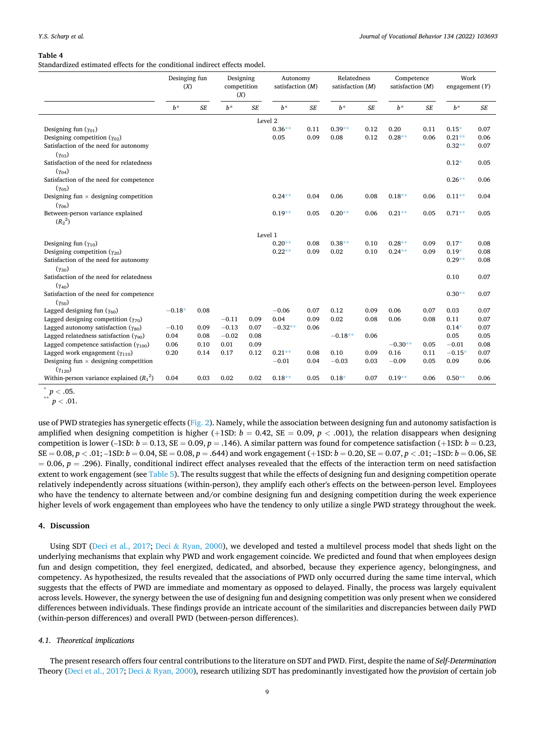**Table 4**
Standardized estimated effects for the conditional indirect effects model.

| | Desinging fun (*X*) | | Designing competition (*X*) | | Autonomy satisfaction (*M*) | | Relatedness satisfaction (*M*) | | Competence satisfaction (*M*) | | Work engagement (*Y*) | |
|---|---|---|---|---|---|---|---|---|---|---|---|---|
| | $b^*$ | *SE* | $b^*$ | *SE* | $b^*$ | *SE* | $b^*$ | *SE* | $b^*$ | *SE* | $b^*$ | *SE* |
| **Level 2** | | | | | | | | | | | | |
| Designing fun ($\gamma_{01}$) | | | | | 0.36** | 0.11 | 0.39** | 0.12 | 0.20 | 0.11 | 0.15* | 0.07 |
| Designing competition ($\gamma_{02}$) | | | | | 0.05 | 0.09 | 0.08 | 0.12 | 0.28** | 0.06 | 0.21** | 0.06 |
| Satisfaction of the need for autonomy ($\gamma_{03}$) | | | | | | | | | | | 0.32** | 0.07 |
| Satisfaction of the need for relatedness ($\gamma_{04}$) | | | | | | | | | | | 0.12* | 0.05 |
| Satisfaction of the need for competence ($\gamma_{05}$) | | | | | | | | | | | 0.26** | 0.06 |
| Designing fun × designing competition ($\gamma_{06}$) | | | | | 0.24** | 0.04 | 0.06 | 0.08 | 0.18** | 0.06 | 0.11** | 0.04 |
| Between-person variance explained ($R_2^2$) | | | | | 0.19** | 0.05 | 0.20** | 0.06 | 0.21** | 0.05 | 0.71** | 0.05 |
| **Level 1** | | | | | | | | | | | | |
| Designing fun ($\gamma_{10}$) | | | | | 0.20** | 0.08 | 0.38** | 0.10 | 0.28** | 0.09 | 0.17* | 0.08 |
| Designing competition ($\gamma_{20}$) | | | | | 0.22** | 0.09 | 0.02 | 0.10 | 0.24** | 0.09 | 0.19* | 0.08 |
| Satisfaction of the need for autonomy ($\gamma_{30}$) | | | | | | | | | | | 0.29** | 0.08 |
| Satisfaction of the need for relatedness ($\gamma_{40}$) | | | | | | | | | | | 0.10 | 0.07 |
| Satisfaction of the need for competence ($\gamma_{50}$) | | | | | | | | | | | 0.30** | 0.07 |
| Lagged designing fun ($\gamma_{60}$) | −0.18* | 0.08 | | | −0.06 | 0.07 | 0.12 | 0.09 | 0.06 | 0.07 | 0.03 | 0.07 |
| Lagged designing competition ($\gamma_{70}$) | | | −0.11 | 0.09 | 0.04 | 0.09 | 0.02 | 0.08 | 0.06 | 0.08 | 0.11 | 0.07 |
| Lagged autonomy satisfaction ($\gamma_{80}$) | −0.10 | 0.09 | −0.13 | 0.07 | −0.32** | 0.06 | | | | | 0.14* | 0.07 |
| Lagged relatedness satisfaction ($\gamma_{90}$) | 0.04 | 0.08 | −0.02 | 0.08 | | | −0.18** | 0.06 | | | 0.05 | 0.05 |
| Lagged competence satisfaction ($\gamma_{100}$) | 0.06 | 0.10 | 0.01 | 0.09 | | | | | −0.30** | 0.05 | −0.01 | 0.08 |
| Lagged work engagement ($\gamma_{110}$) | 0.20 | 0.14 | 0.17 | 0.12 | 0.21** | 0.08 | 0.10 | 0.09 | 0.16 | 0.11 | −0.15* | 0.07 |
| Designing fun × designing competition ($\gamma_{120}$) | | | | | −0.01 | 0.04 | −0.03 | 0.03 | −0.09 | 0.05 | 0.09 | 0.06 |
| Within-person variance explained ($R_1^2$) | 0.04 | 0.03 | 0.02 | 0.02 | 0.18** | 0.05 | 0.18* | 0.07 | 0.19** | 0.06 | 0.50** | 0.06 |

\* $p < .05$.
\*\* $p < .01$.

use of PWD strategies has synergetic effects (Fig. 2). Namely, while the association between designing fun and autonomy satisfaction is amplified when designing competition is higher (+1SD: $b = 0.42$, SE = 0.09, $p < .001$), the relation disappears when designing competition is lower (–1SD: $b = 0.13$, SE = 0.09, $p = .146$). A similar pattern was found for competence satisfaction (+1SD: $b = 0.23$, SE = 0.08, $p < .01$; –1SD: $b = 0.04$, SE = 0.08, $p = .644$) and work engagement (+1SD: $b = 0.20$, SE = 0.07, $p < .01$; –1SD: $b = 0.06$, SE = 0.06, $p = .296$). Finally, conditional indirect effect analyses revealed that the effects of the interaction term on need satisfaction extent to work engagement (see Table 5). The results suggest that while the effects of designing fun and designing competition operate relatively independently across situations (within-person), they amplify each other's effects on the between-person level. Employees who have the tendency to alternate between and/or combine designing fun and designing competition during the week experience higher levels of work engagement than employees who have the tendency to only utilize a single PWD strategy throughout the week.

## 4. Discussion

Using SDT (Deci et al., 2017; Deci & Ryan, 2000), we developed and tested a multilevel process model that sheds light on the underlying mechanisms that explain why PWD and work engagement coincide. We predicted and found that when employees design fun and design competition, they feel energized, dedicated, and absorbed, because they experience agency, belongingness, and competency. As hypothesized, the results revealed that the associations of PWD only occurred during the same time interval, which suggests that the effects of PWD are immediate and momentary as opposed to delayed. Finally, the process was largely equivalent across levels. However, the synergy between the use of designing fun and designing competition was only present when we considered differences between individuals. These findings provide an intricate account of the similarities and discrepancies between daily PWD (within-person differences) and overall PWD (between-person differences).

### *4.1. Theoretical implications*

The present research offers four central contributions to the literature on SDT and PWD. First, despite the name of *Self-Determination* Theory (Deci et al., 2017; Deci & Ryan, 2000), research utilizing SDT has predominantly investigated how the *provision* of certain job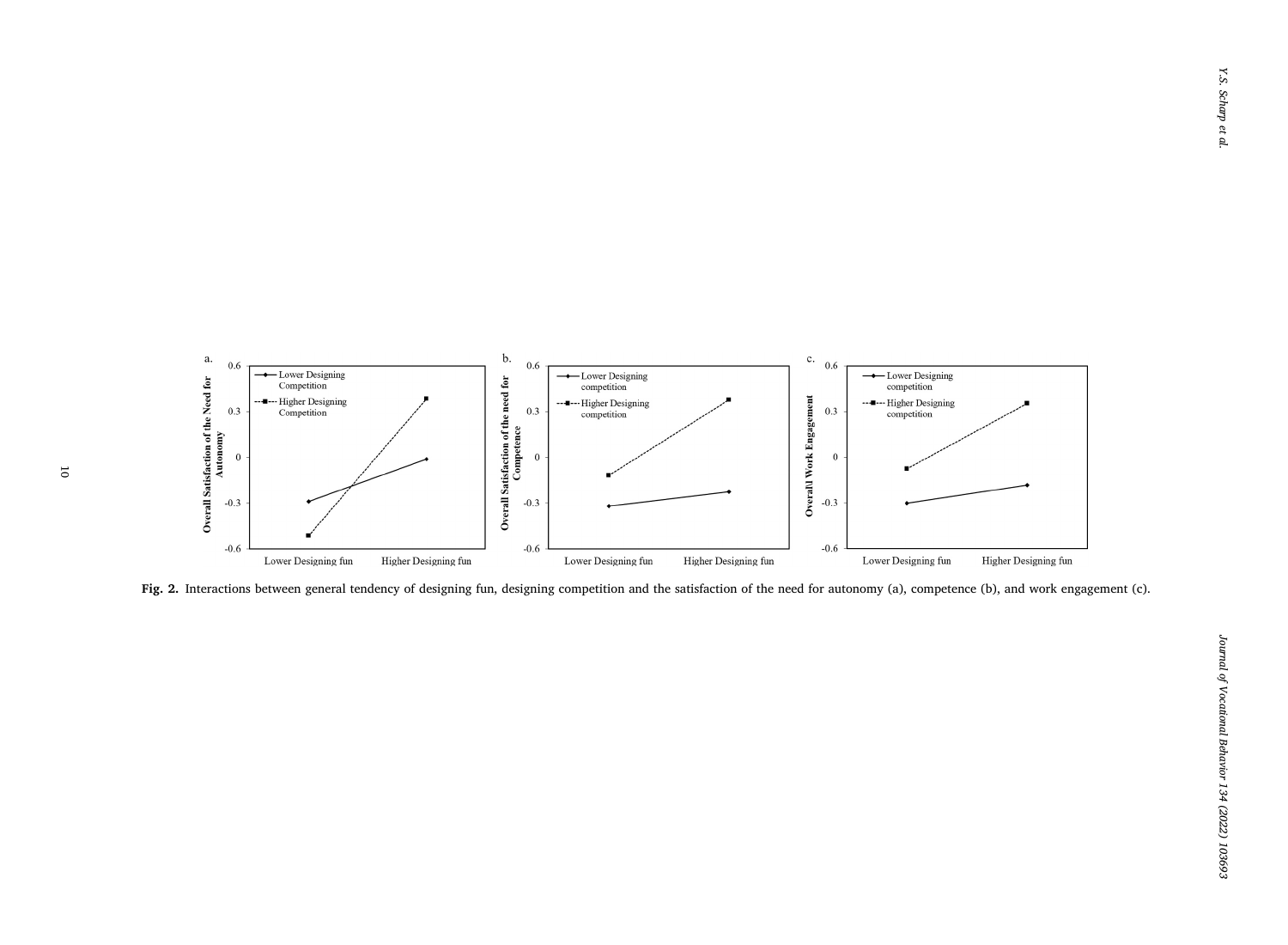Fig. 2. Interactions between general tendency of designing fun, designing competition and the satisfaction of the need for autonomy (a), competence (b), and work engagement (c).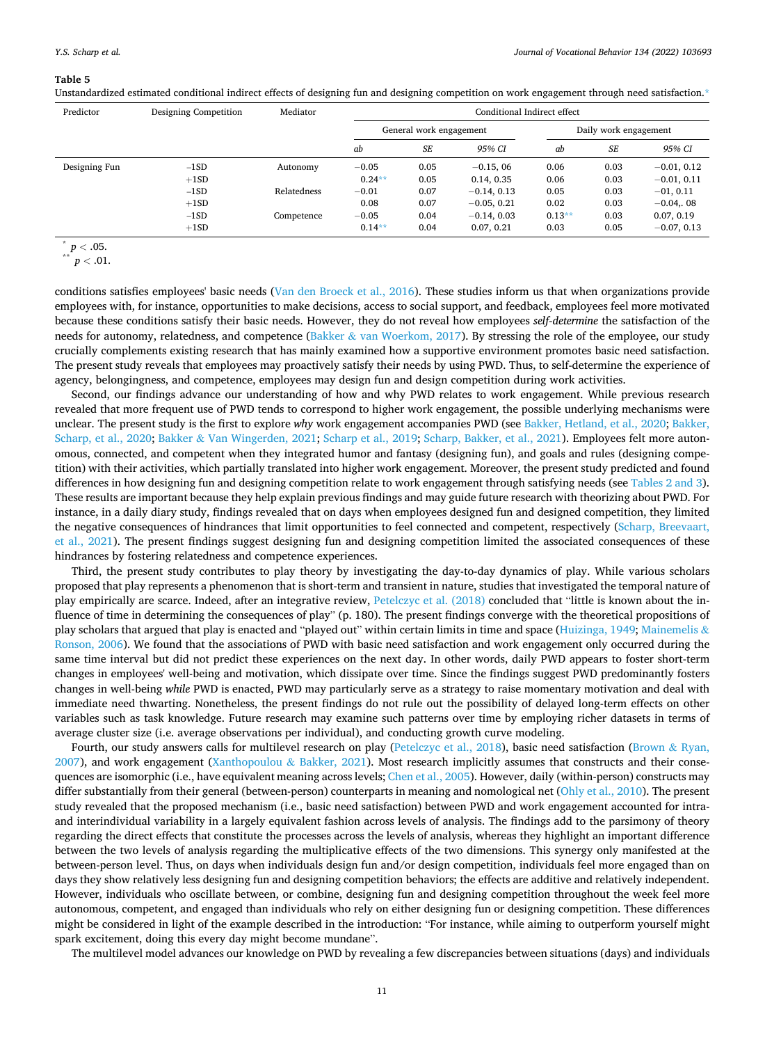**Table 5**

Unstandardized estimated conditional indirect effects of designing fun and designing competition on work engagement through need satisfaction.*

| Predictor | Designing Competition | Mediator | Conditional Indirect effect | | | | | |
|---|---|---|---|---|---|---|---|---|
| | | | General work engagement | | | Daily work engagement | | |
| | | | *ab* | *SE* | *95% CI* | *ab* | *SE* | *95% CI* |
| Designing Fun | −1SD | Autonomy | −0.05 | 0.05 | −0.15, 06 | 0.06 | 0.03 | −0.01, 0.12 |
| | +1SD | | 0.24** | 0.05 | 0.14, 0.35 | 0.06 | 0.03 | −0.01, 0.11 |
| | −1SD | Relatedness | −0.01 | 0.07 | −0.14, 0.13 | 0.05 | 0.03 | −01, 0.11 |
| | +1SD | | 0.08 | 0.07 | −0.05, 0.21 | 0.02 | 0.03 | −0.04,. 08 |
| | −1SD | Competence | −0.05 | 0.04 | −0.14, 0.03 | 0.13** | 0.03 | 0.07, 0.19 |
| | +1SD | | 0.14** | 0.04 | 0.07, 0.21 | 0.03 | 0.05 | −0.07, 0.13 |

* $p < .05$.
** $p < .01$.

conditions satisfies employees' basic needs (Van den Broeck et al., 2016). These studies inform us that when organizations provide employees with, for instance, opportunities to make decisions, access to social support, and feedback, employees feel more motivated because these conditions satisfy their basic needs. However, they do not reveal how employees *self-determine* the satisfaction of the needs for autonomy, relatedness, and competence (Bakker & van Woerkom, 2017). By stressing the role of the employee, our study crucially complements existing research that has mainly examined how a supportive environment promotes basic need satisfaction. The present study reveals that employees may proactively satisfy their needs by using PWD. Thus, to self-determine the experience of agency, belongingness, and competence, employees may design fun and design competition during work activities.

Second, our findings advance our understanding of how and why PWD relates to work engagement. While previous research revealed that more frequent use of PWD tends to correspond to higher work engagement, the possible underlying mechanisms were unclear. The present study is the first to explore *why* work engagement accompanies PWD (see Bakker, Hetland, et al., 2020; Bakker, Scharp, et al., 2020; Bakker & Van Wingerden, 2021; Scharp et al., 2019; Scharp, Bakker, et al., 2021). Employees felt more autonomous, connected, and competent when they integrated humor and fantasy (designing fun), and goals and rules (designing competition) with their activities, which partially translated into higher work engagement. Moreover, the present study predicted and found differences in how designing fun and designing competition relate to work engagement through satisfying needs (see Tables 2 and 3). These results are important because they help explain previous findings and may guide future research with theorizing about PWD. For instance, in a daily diary study, findings revealed that on days when employees designed fun and designed competition, they limited the negative consequences of hindrances that limit opportunities to feel connected and competent, respectively (Scharp, Breevaart, et al., 2021). The present findings suggest designing fun and designing competition limited the associated consequences of these hindrances by fostering relatedness and competence experiences.

Third, the present study contributes to play theory by investigating the day-to-day dynamics of play. While various scholars proposed that play represents a phenomenon that is short-term and transient in nature, studies that investigated the temporal nature of play empirically are scarce. Indeed, after an integrative review, Petelczyc et al. (2018) concluded that "little is known about the influence of time in determining the consequences of play" (p. 180). The present findings converge with the theoretical propositions of play scholars that argued that play is enacted and "played out" within certain limits in time and space (Huizinga, 1949; Mainemelis & Ronson, 2006). We found that the associations of PWD with basic need satisfaction and work engagement only occurred during the same time interval but did not predict these experiences on the next day. In other words, daily PWD appears to foster short-term changes in employees' well-being and motivation, which dissipate over time. Since the findings suggest PWD predominantly fosters changes in well-being *while* PWD is enacted, PWD may particularly serve as a strategy to raise momentary motivation and deal with immediate need thwarting. Nonetheless, the present findings do not rule out the possibility of delayed long-term effects on other variables such as task knowledge. Future research may examine such patterns over time by employing richer datasets in terms of average cluster size (i.e. average observations per individual), and conducting growth curve modeling.

Fourth, our study answers calls for multilevel research on play (Petelczyc et al., 2018), basic need satisfaction (Brown & Ryan, 2007), and work engagement (Xanthopoulou & Bakker, 2021). Most research implicitly assumes that constructs and their consequences are isomorphic (i.e., have equivalent meaning across levels; Chen et al., 2005). However, daily (within-person) constructs may differ substantially from their general (between-person) counterparts in meaning and nomological net (Ohly et al., 2010). The present study revealed that the proposed mechanism (i.e., basic need satisfaction) between PWD and work engagement accounted for intra- and interindividual variability in a largely equivalent fashion across levels of analysis. The findings add to the parsimony of theory regarding the direct effects that constitute the processes across the levels of analysis, whereas they highlight an important difference between the two levels of analysis regarding the multiplicative effects of the two dimensions. This synergy only manifested at the between-person level. Thus, on days when individuals design fun and/or design competition, individuals feel more engaged than on days they show relatively less designing fun and designing competition behaviors; the effects are additive and relatively independent. However, individuals who oscillate between, or combine, designing fun and designing competition throughout the week feel more autonomous, competent, and engaged than individuals who rely on either designing fun or designing competition. These differences might be considered in light of the example described in the introduction: "For instance, while aiming to outperform yourself might spark excitement, doing this every day might become mundane".

The multilevel model advances our knowledge on PWD by revealing a few discrepancies between situations (days) and individuals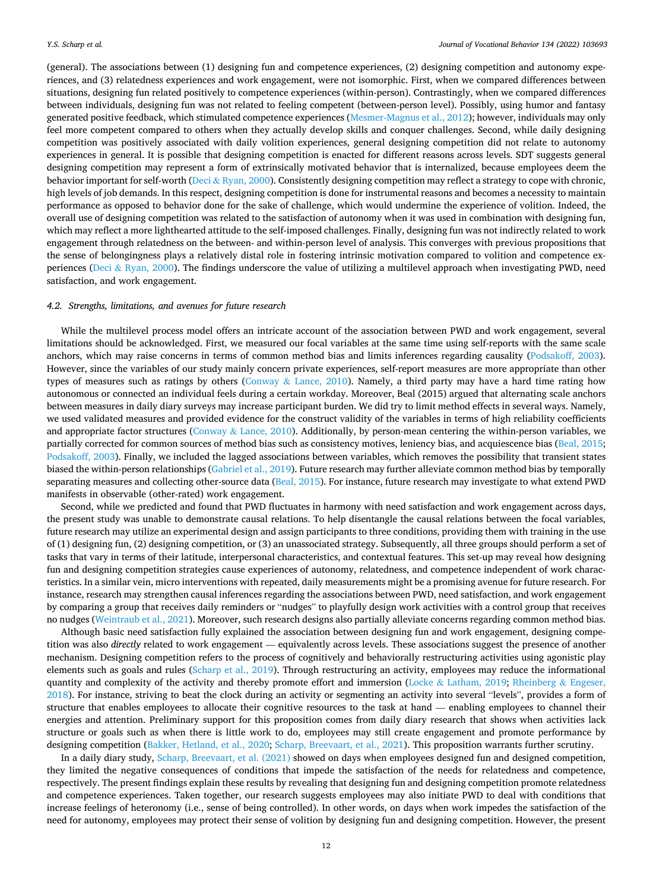(general). The associations between (1) designing fun and competence experiences, (2) designing competition and autonomy experiences, and (3) relatedness experiences and work engagement, were not isomorphic. First, when we compared differences between situations, designing fun related positively to competence experiences (within-person). Contrastingly, when we compared differences between individuals, designing fun was not related to feeling competent (between-person level). Possibly, using humor and fantasy generated positive feedback, which stimulated competence experiences (Mesmer-Magnus et al., 2012); however, individuals may only feel more competent compared to others when they actually develop skills and conquer challenges. Second, while daily designing competition was positively associated with daily volition experiences, general designing competition did not relate to autonomy experiences in general. It is possible that designing competition is enacted for different reasons across levels. SDT suggests general designing competition may represent a form of extrinsically motivated behavior that is internalized, because employees deem the behavior important for self-worth (Deci & Ryan, 2000). Consistently designing competition may reflect a strategy to cope with chronic, high levels of job demands. In this respect, designing competition is done for instrumental reasons and becomes a necessity to maintain performance as opposed to behavior done for the sake of challenge, which would undermine the experience of volition. Indeed, the overall use of designing competition was related to the satisfaction of autonomy when it was used in combination with designing fun, which may reflect a more lighthearted attitude to the self-imposed challenges. Finally, designing fun was not indirectly related to work engagement through relatedness on the between- and within-person level of analysis. This converges with previous propositions that the sense of belongingness plays a relatively distal role in fostering intrinsic motivation compared to volition and competence experiences (Deci & Ryan, 2000). The findings underscore the value of utilizing a multilevel approach when investigating PWD, need satisfaction, and work engagement.

### 4.2. Strengths, limitations, and avenues for future research

While the multilevel process model offers an intricate account of the association between PWD and work engagement, several limitations should be acknowledged. First, we measured our focal variables at the same time using self-reports with the same scale anchors, which may raise concerns in terms of common method bias and limits inferences regarding causality (Podsakoff, 2003). However, since the variables of our study mainly concern private experiences, self-report measures are more appropriate than other types of measures such as ratings by others (Conway & Lance, 2010). Namely, a third party may have a hard time rating how autonomous or connected an individual feels during a certain workday. Moreover, Beal (2015) argued that alternating scale anchors between measures in daily diary surveys may increase participant burden. We did try to limit method effects in several ways. Namely, we used validated measures and provided evidence for the construct validity of the variables in terms of high reliability coefficients and appropriate factor structures (Conway & Lance, 2010). Additionally, by person-mean centering the within-person variables, we partially corrected for common sources of method bias such as consistency motives, leniency bias, and acquiescence bias (Beal, 2015; Podsakoff, 2003). Finally, we included the lagged associations between variables, which removes the possibility that transient states biased the within-person relationships (Gabriel et al., 2019). Future research may further alleviate common method bias by temporally separating measures and collecting other-source data (Beal, 2015). For instance, future research may investigate to what extend PWD manifests in observable (other-rated) work engagement.

Second, while we predicted and found that PWD fluctuates in harmony with need satisfaction and work engagement across days, the present study was unable to demonstrate causal relations. To help disentangle the causal relations between the focal variables, future research may utilize an experimental design and assign participants to three conditions, providing them with training in the use of (1) designing fun, (2) designing competition, or (3) an unassociated strategy. Subsequently, all three groups should perform a set of tasks that vary in terms of their latitude, interpersonal characteristics, and contextual features. This set-up may reveal how designing fun and designing competition strategies cause experiences of autonomy, relatedness, and competence independent of work characteristics. In a similar vein, micro interventions with repeated, daily measurements might be a promising avenue for future research. For instance, research may strengthen causal inferences regarding the associations between PWD, need satisfaction, and work engagement by comparing a group that receives daily reminders or "nudges" to playfully design work activities with a control group that receives no nudges (Weintraub et al., 2021). Moreover, such research designs also partially alleviate concerns regarding common method bias.

Although basic need satisfaction fully explained the association between designing fun and work engagement, designing competition was also *directly* related to work engagement — equivalently across levels. These associations suggest the presence of another mechanism. Designing competition refers to the process of cognitively and behaviorally restructuring activities using agonistic play elements such as goals and rules (Scharp et al., 2019). Through restructuring an activity, employees may reduce the informational quantity and complexity of the activity and thereby promote effort and immersion (Locke & Latham, 2019; Rheinberg & Engeser, 2018). For instance, striving to beat the clock during an activity or segmenting an activity into several "levels", provides a form of structure that enables employees to allocate their cognitive resources to the task at hand — enabling employees to channel their energies and attention. Preliminary support for this proposition comes from daily diary research that shows when activities lack structure or goals such as when there is little work to do, employees may still create engagement and promote performance by designing competition (Bakker, Hetland, et al., 2020; Scharp, Breevaart, et al., 2021). This proposition warrants further scrutiny.

In a daily diary study, Scharp, Breevaart, et al. (2021) showed on days when employees designed fun and designed competition, they limited the negative consequences of conditions that impede the satisfaction of the needs for relatedness and competence, respectively. The present findings explain these results by revealing that designing fun and designing competition promote relatedness and competence experiences. Taken together, our research suggests employees may also initiate PWD to deal with conditions that increase feelings of heteronomy (i.e., sense of being controlled). In other words, on days when work impedes the satisfaction of the need for autonomy, employees may protect their sense of volition by designing fun and designing competition. However, the present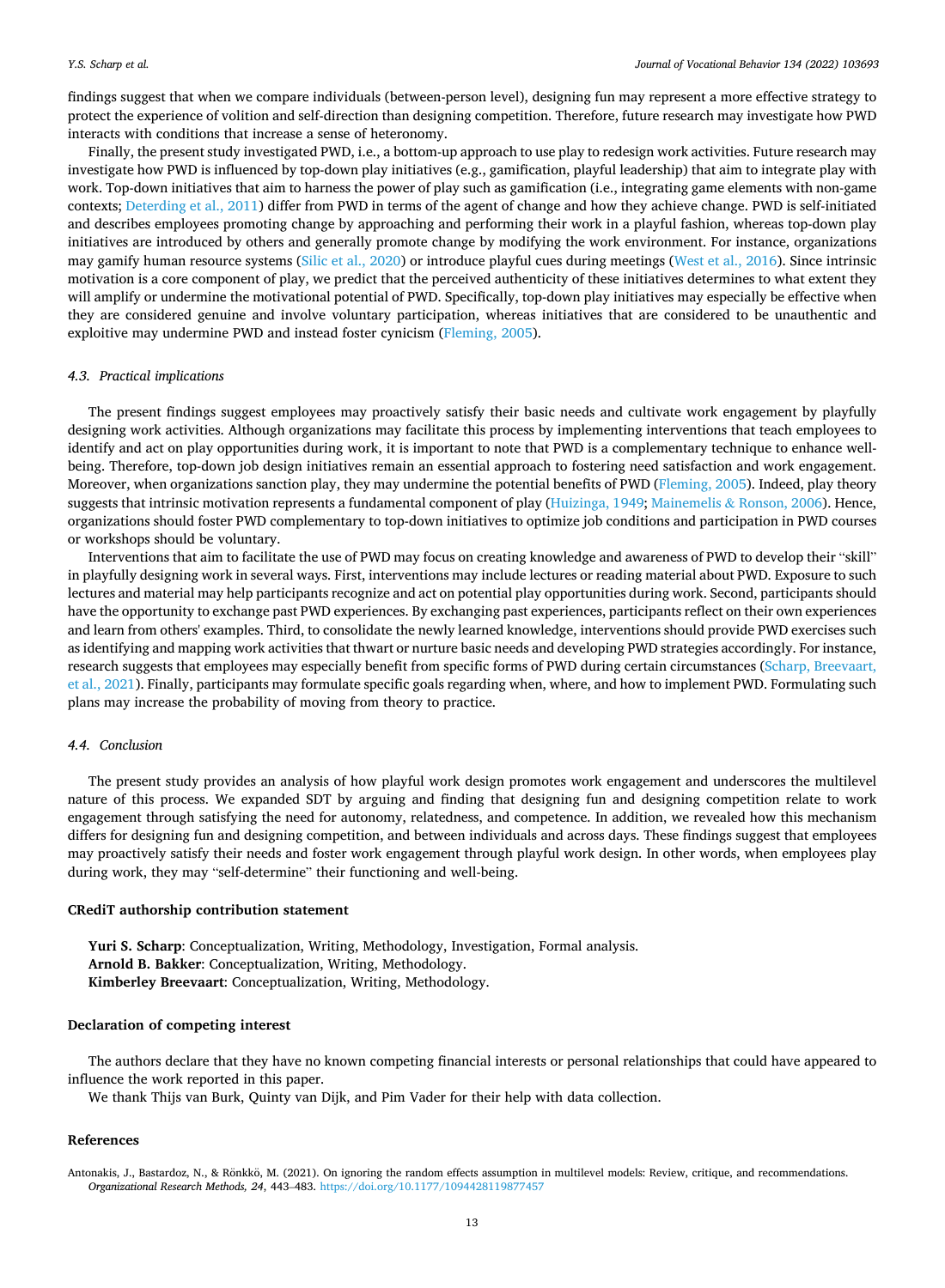findings suggest that when we compare individuals (between-person level), designing fun may represent a more effective strategy to protect the experience of volition and self-direction than designing competition. Therefore, future research may investigate how PWD interacts with conditions that increase a sense of heteronomy.

Finally, the present study investigated PWD, i.e., a bottom-up approach to use play to redesign work activities. Future research may investigate how PWD is influenced by top-down play initiatives (e.g., gamification, playful leadership) that aim to integrate play with work. Top-down initiatives that aim to harness the power of play such as gamification (i.e., integrating game elements with non-game contexts; Deterding et al., 2011) differ from PWD in terms of the agent of change and how they achieve change. PWD is self-initiated and describes employees promoting change by approaching and performing their work in a playful fashion, whereas top-down play initiatives are introduced by others and generally promote change by modifying the work environment. For instance, organizations may gamify human resource systems (Silic et al., 2020) or introduce playful cues during meetings (West et al., 2016). Since intrinsic motivation is a core component of play, we predict that the perceived authenticity of these initiatives determines to what extent they will amplify or undermine the motivational potential of PWD. Specifically, top-down play initiatives may especially be effective when they are considered genuine and involve voluntary participation, whereas initiatives that are considered to be unauthentic and exploitive may undermine PWD and instead foster cynicism (Fleming, 2005).

### 4.3. Practical implications

The present findings suggest employees may proactively satisfy their basic needs and cultivate work engagement by playfully designing work activities. Although organizations may facilitate this process by implementing interventions that teach employees to identify and act on play opportunities during work, it is important to note that PWD is a complementary technique to enhance well-being. Therefore, top-down job design initiatives remain an essential approach to fostering need satisfaction and work engagement. Moreover, when organizations sanction play, they may undermine the potential benefits of PWD (Fleming, 2005). Indeed, play theory suggests that intrinsic motivation represents a fundamental component of play (Huizinga, 1949; Mainemelis & Ronson, 2006). Hence, organizations should foster PWD complementary to top-down initiatives to optimize job conditions and participation in PWD courses or workshops should be voluntary.

Interventions that aim to facilitate the use of PWD may focus on creating knowledge and awareness of PWD to develop their "skill" in playfully designing work in several ways. First, interventions may include lectures or reading material about PWD. Exposure to such lectures and material may help participants recognize and act on potential play opportunities during work. Second, participants should have the opportunity to exchange past PWD experiences. By exchanging past experiences, participants reflect on their own experiences and learn from others' examples. Third, to consolidate the newly learned knowledge, interventions should provide PWD exercises such as identifying and mapping work activities that thwart or nurture basic needs and developing PWD strategies accordingly. For instance, research suggests that employees may especially benefit from specific forms of PWD during certain circumstances (Scharp, Breevaart, et al., 2021). Finally, participants may formulate specific goals regarding when, where, and how to implement PWD. Formulating such plans may increase the probability of moving from theory to practice.

### 4.4. Conclusion

The present study provides an analysis of how playful work design promotes work engagement and underscores the multilevel nature of this process. We expanded SDT by arguing and finding that designing fun and designing competition relate to work engagement through satisfying the need for autonomy, relatedness, and competence. In addition, we revealed how this mechanism differs for designing fun and designing competition, and between individuals and across days. These findings suggest that employees may proactively satisfy their needs and foster work engagement through playful work design. In other words, when employees play during work, they may "self-determine" their functioning and well-being.

## CRediT authorship contribution statement

**Yuri S. Scharp**: Conceptualization, Writing, Methodology, Investigation, Formal analysis.
**Arnold B. Bakker**: Conceptualization, Writing, Methodology.
**Kimberley Breevaart**: Conceptualization, Writing, Methodology.

## Declaration of competing interest

The authors declare that they have no known competing financial interests or personal relationships that could have appeared to influence the work reported in this paper.

We thank Thijs van Burk, Quinty van Dijk, and Pim Vader for their help with data collection.

## References

Antonakis, J., Bastardoz, N., & Rönkkö, M. (2021). On ignoring the random effects assumption in multilevel models: Review, critique, and recommendations. *Organizational Research Methods, 24*, 443–483. https://doi.org/10.1177/1094428119877457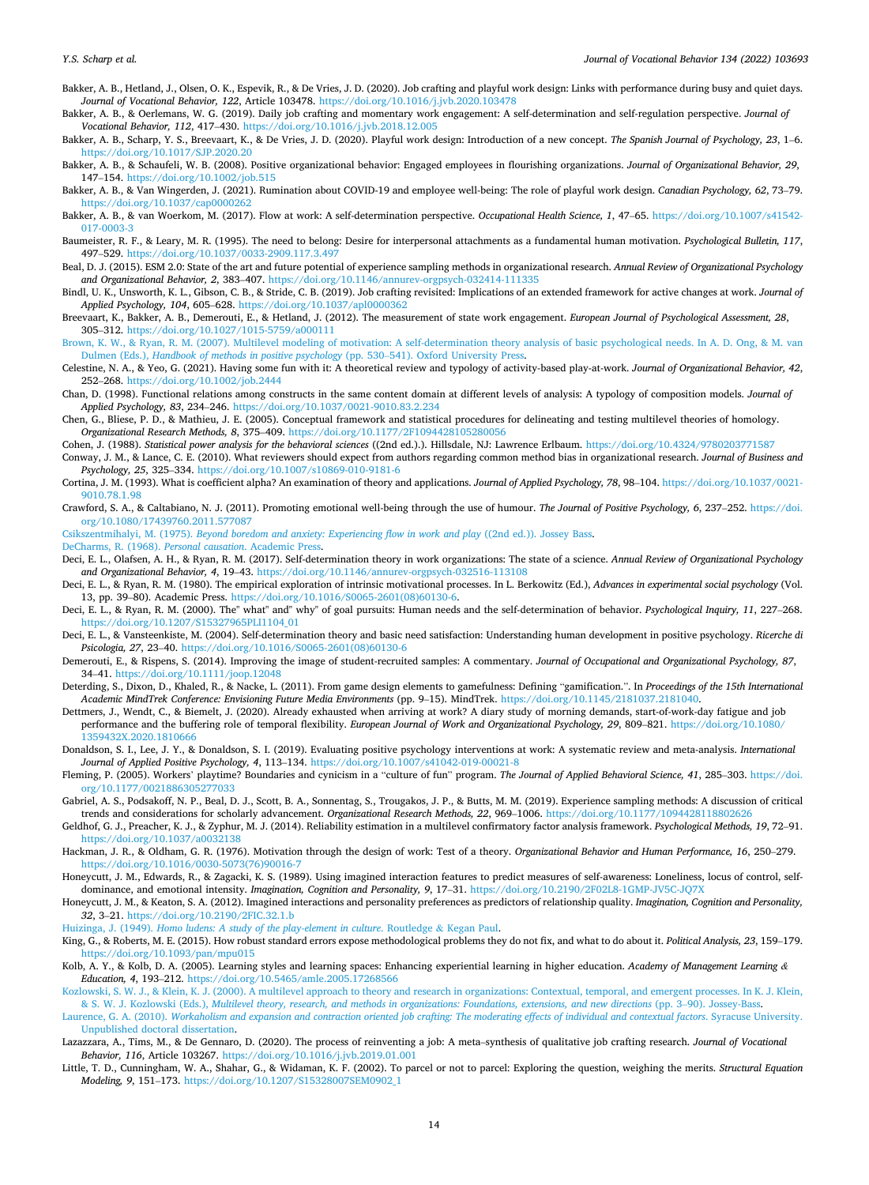Bakker, A. B., Hetland, J., Olsen, O. K., Espevik, R., & De Vries, J. D. (2020). Job crafting and playful work design: Links with performance during busy and quiet days. *Journal of Vocational Behavior, 122*, Article 103478. https://doi.org/10.1016/j.jvb.2020.103478

Bakker, A. B., & Oerlemans, W. G. (2019). Daily job crafting and momentary work engagement: A self-determination and self-regulation perspective. *Journal of Vocational Behavior, 112*, 417–430. https://doi.org/10.1016/j.jvb.2018.12.005

Bakker, A. B., Scharp, Y. S., Breevaart, K., & De Vries, J. D. (2020). Playful work design: Introduction of a new concept. *The Spanish Journal of Psychology, 23*, 1–6. https://doi.org/10.1017/SJP.2020.20

Bakker, A. B., & Schaufeli, W. B. (2008). Positive organizational behavior: Engaged employees in flourishing organizations. *Journal of Organizational Behavior, 29*, 147–154. https://doi.org/10.1002/job.515

Bakker, A. B., & Van Wingerden, J. (2021). Rumination about COVID-19 and employee well-being: The role of playful work design. *Canadian Psychology, 62*, 73–79. https://doi.org/10.1037/cap0000262

Bakker, A. B., & van Woerkom, M. (2017). Flow at work: A self-determination perspective. *Occupational Health Science, 1*, 47–65. https://doi.org/10.1007/s41542-017-0003-3

Baumeister, R. F., & Leary, M. R. (1995). The need to belong: Desire for interpersonal attachments as a fundamental human motivation. *Psychological Bulletin, 117*, 497–529. https://doi.org/10.1037/0033-2909.117.3.497

Beal, D. J. (2015). ESM 2.0: State of the art and future potential of experience sampling methods in organizational research. *Annual Review of Organizational Psychology and Organizational Behavior, 2*, 383–407. https://doi.org/10.1146/annurev-orgpsych-032414-111335

Bindl, U. K., Unsworth, K. L., Gibson, C. B., & Stride, C. B. (2019). Job crafting revisited: Implications of an extended framework for active changes at work. *Journal of Applied Psychology, 104*, 605–628. https://doi.org/10.1037/apl0000362

Breevaart, K., Bakker, A. B., Demerouti, E., & Hetland, J. (2012). The measurement of state work engagement. *European Journal of Psychological Assessment, 28*, 305–312. https://doi.org/10.1027/1015-5759/a000111

Brown, K. W., & Ryan, R. M. (2007). Multilevel modeling of motivation: A self-determination theory analysis of basic psychological needs. In A. D. Ong, & M. van Dulmen (Eds.), *Handbook of methods in positive psychology* (pp. 530–541). Oxford University Press.

Celestine, N. A., & Yeo, G. (2021). Having some fun with it: A theoretical review and typology of activity-based play-at-work. *Journal of Organizational Behavior, 42*, 252–268. https://doi.org/10.1002/job.2444

Chan, D. (1998). Functional relations among constructs in the same content domain at different levels of analysis: A typology of composition models. *Journal of Applied Psychology, 83*, 234–246. https://doi.org/10.1037/0021-9010.83.2.234

Chen, G., Bliese, P. D., & Mathieu, J. E. (2005). Conceptual framework and statistical procedures for delineating and testing multilevel theories of homology. *Organizational Research Methods, 8*, 375–409. https://doi.org/10.1177/2F1094428105280056

Cohen, J. (1988). *Statistical power analysis for the behavioral sciences* ((2nd ed.).). Hillsdale, NJ: Lawrence Erlbaum. https://doi.org/10.4324/9780203771587

Conway, J. M., & Lance, C. E. (2010). What reviewers should expect from authors regarding common method bias in organizational research. *Journal of Business and Psychology, 25*, 325–334. https://doi.org/10.1007/s10869-010-9181-6

Cortina, J. M. (1993). What is coefficient alpha? An examination of theory and applications. *Journal of Applied Psychology, 78*, 98–104. https://doi.org/10.1037/0021-9010.78.1.98

Crawford, S. A., & Caltabiano, N. J. (2011). Promoting emotional well-being through the use of humour. *The Journal of Positive Psychology, 6*, 237–252. https://doi.org/10.1080/17439760.2011.577087

Csikszentmihalyi, M. (1975). *Beyond boredom and anxiety: Experiencing flow in work and play* ((2nd ed.)). Jossey Bass.

DeCharms, R. (1968). *Personal causation*. Academic Press.

Deci, E. L., Olafsen, A. H., & Ryan, R. M. (2017). Self-determination theory in work organizations: The state of a science. *Annual Review of Organizational Psychology and Organizational Behavior, 4*, 19–43. https://doi.org/10.1146/annurev-orgpsych-032516-113108

Deci, E. L., & Ryan, R. M. (1980). The empirical exploration of intrinsic motivational processes. In L. Berkowitz (Ed.), *Advances in experimental social psychology* (Vol. 13, pp. 39–80). Academic Press. https://doi.org/10.1016/S0065-2601(08)60130-6.

Deci, E. L., & Ryan, R. M. (2000). The" what" and" why" of goal pursuits: Human needs and the self-determination of behavior. *Psychological Inquiry, 11*, 227–268. https://doi.org/10.1207/S15327965PLI1104_01

Deci, E. L., & Vansteenkiste, M. (2004). Self-determination theory and basic need satisfaction: Understanding human development in positive psychology. *Ricerche di Psicologia, 27*, 23–40. https://doi.org/10.1016/S0065-2601(08)60130-6

Demerouti, E., & Rispens, S. (2014). Improving the image of student-recruited samples: A commentary. *Journal of Occupational and Organizational Psychology, 87*, 34–41. https://doi.org/10.1111/joop.12048

Deterding, S., Dixon, D., Khaled, R., & Nacke, L. (2011). From game design elements to gamefulness: Defining "gamification.". In *Proceedings of the 15th International Academic MindTrek Conference: Envisioning Future Media Environments* (pp. 9–15). MindTrek. https://doi.org/10.1145/2181037.2181040.

Dettmers, J., Wendt, C., & Biemelt, J. (2020). Already exhausted when arriving at work? A diary study of morning demands, start-of-work-day fatigue and job performance and the buffering role of temporal flexibility. *European Journal of Work and Organizational Psychology, 29*, 809–821. https://doi.org/10.1080/1359432X.2020.1810666

Donaldson, S. I., Lee, J. Y., & Donaldson, S. I. (2019). Evaluating positive psychology interventions at work: A systematic review and meta-analysis. *International Journal of Applied Positive Psychology, 4*, 113–134. https://doi.org/10.1007/s41042-019-00021-8

Fleming, P. (2005). Workers' playtime? Boundaries and cynicism in a "culture of fun" program. *The Journal of Applied Behavioral Science, 41*, 285–303. https://doi.org/10.1177/0021886305277033

Gabriel, A. S., Podsakoff, N. P., Beal, D. J., Scott, B. A., Sonnentag, S., Trougakos, J. P., & Butts, M. M. (2019). Experience sampling methods: A discussion of critical trends and considerations for scholarly advancement. *Organizational Research Methods, 22*, 969–1006. https://doi.org/10.1177/1094428118802626

Geldhof, G. J., Preacher, K. J., & Zyphur, M. J. (2014). Reliability estimation in a multilevel confirmatory factor analysis framework. *Psychological Methods, 19*, 72–91. https://doi.org/10.1037/a0032138

Hackman, J. R., & Oldham, G. R. (1976). Motivation through the design of work: Test of a theory. *Organizational Behavior and Human Performance, 16*, 250–279. https://doi.org/10.1016/0030-5073(76)90016-7

Honeycutt, J. M., Edwards, R., & Zagacki, K. S. (1989). Using imagined interaction features to predict measures of self-awareness: Loneliness, locus of control, self-dominance, and emotional intensity. *Imagination, Cognition and Personality, 9*, 17–31. https://doi.org/10.2190/2F02L8-1GMP-JV5C-JQ7X

Honeycutt, J. M., & Keaton, S. A. (2012). Imagined interactions and personality preferences as predictors of relationship quality. *Imagination, Cognition and Personality, 32*, 3–21. https://doi.org/10.2190/2FIC.32.1.b

Huizinga, J. (1949). *Homo ludens: A study of the play-element in culture*. Routledge & Kegan Paul.

King, G., & Roberts, M. E. (2015). How robust standard errors expose methodological problems they do not fix, and what to do about it. *Political Analysis, 23*, 159–179. https://doi.org/10.1093/pan/mpu015

Kolb, A. Y., & Kolb, D. A. (2005). Learning styles and learning spaces: Enhancing experiential learning in higher education. *Academy of Management Learning & Education, 4*, 193–212. https://doi.org/10.5465/amle.2005.17268566

Kozlowski, S. W. J., & Klein, K. J. (2000). A multilevel approach to theory and research in organizations: Contextual, temporal, and emergent processes. In K. J. Klein, & S. W. J. Kozlowski (Eds.), *Multilevel theory, research, and methods in organizations: Foundations, extensions, and new directions* (pp. 3–90). Jossey-Bass.

Laurence, G. A. (2010). *Workaholism and expansion and contraction oriented job crafting: The moderating effects of individual and contextual factors*. Syracuse University. Unpublished doctoral dissertation.

Lazazzara, A., Tims, M., & De Gennaro, D. (2020). The process of reinventing a job: A meta–synthesis of qualitative job crafting research. *Journal of Vocational Behavior, 116*, Article 103267. https://doi.org/10.1016/j.jvb.2019.01.001

Little, T. D., Cunningham, W. A., Shahar, G., & Widaman, K. F. (2002). To parcel or not to parcel: Exploring the question, weighing the merits. *Structural Equation Modeling, 9*, 151–173. https://doi.org/10.1207/S15328007SEM0902_1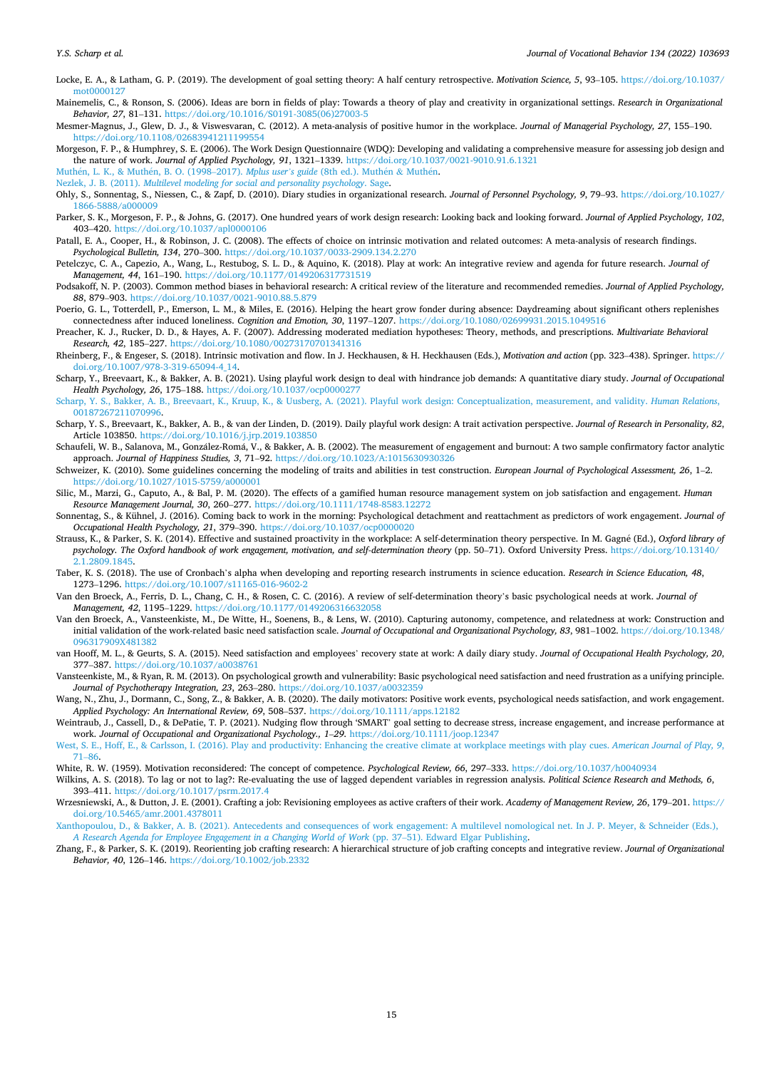Locke, E. A., & Latham, G. P. (2019). The development of goal setting theory: A half century retrospective. *Motivation Science, 5*, 93–105. https://doi.org/10.1037/mot0000127

Mainemelis, C., & Ronson, S. (2006). Ideas are born in fields of play: Towards a theory of play and creativity in organizational settings. *Research in Organizational Behavior, 27*, 81–131. https://doi.org/10.1016/S0191-3085(06)27003-5

Mesmer-Magnus, J., Glew, D. J., & Viswesvaran, C. (2012). A meta-analysis of positive humor in the workplace. *Journal of Managerial Psychology, 27*, 155–190. https://doi.org/10.1108/02683941211199554

Morgeson, F. P., & Humphrey, S. E. (2006). The Work Design Questionnaire (WDQ): Developing and validating a comprehensive measure for assessing job design and the nature of work. *Journal of Applied Psychology, 91*, 1321–1339. https://doi.org/10.1037/0021-9010.91.6.1321

Muthén, L. K., & Muthén, B. O. (1998–2017). *Mplus user's guide* (8th ed.). Muthén & Muthén.

Nezlek, J. B. (2011). *Multilevel modeling for social and personality psychology*. Sage.

Ohly, S., Sonnentag, S., Niessen, C., & Zapf, D. (2010). Diary studies in organizational research. *Journal of Personnel Psychology, 9*, 79–93. https://doi.org/10.1027/1866-5888/a000009

Parker, S. K., Morgeson, F. P., & Johns, G. (2017). One hundred years of work design research: Looking back and looking forward. *Journal of Applied Psychology, 102*, 403–420. https://doi.org/10.1037/apl0000106

Patall, E. A., Cooper, H., & Robinson, J. C. (2008). The effects of choice on intrinsic motivation and related outcomes: A meta-analysis of research findings. *Psychological Bulletin, 134*, 270–300. https://doi.org/10.1037/0033-2909.134.2.270

Petelczyc, C. A., Capezio, A., Wang, L., Restubog, S. L. D., & Aquino, K. (2018). Play at work: An integrative review and agenda for future research. *Journal of Management, 44*, 161–190. https://doi.org/10.1177/0149206317731519

Podsakoff, N. P. (2003). Common method biases in behavioral research: A critical review of the literature and recommended remedies. *Journal of Applied Psychology, 88*, 879–903. https://doi.org/10.1037/0021-9010.88.5.879

Poerio, G. L., Totterdell, P., Emerson, L. M., & Miles, E. (2016). Helping the heart grow fonder during absence: Daydreaming about significant others replenishes connectedness after induced loneliness. *Cognition and Emotion, 30*, 1197–1207. https://doi.org/10.1080/02699931.2015.1049516

Preacher, K. J., Rucker, D. D., & Hayes, A. F. (2007). Addressing moderated mediation hypotheses: Theory, methods, and prescriptions. *Multivariate Behavioral Research, 42*, 185–227. https://doi.org/10.1080/00273170701341316

Rheinberg, F., & Engeser, S. (2018). Intrinsic motivation and flow. In J. Heckhausen, & H. Heckhausen (Eds.), *Motivation and action* (pp. 323–438). Springer. https://doi.org/10.1007/978-3-319-65094-4_14.

Scharp, Y., Breevaart, K., & Bakker, A. B. (2021). Using playful work design to deal with hindrance job demands: A quantitative diary study. *Journal of Occupational Health Psychology, 26*, 175–188. https://doi.org/10.1037/ocp0000277

Scharp, Y. S., Bakker, A. B., Breevaart, K., Kruup, K., & Uusberg, A. (2021). Playful work design: Conceptualization, measurement, and validity. *Human Relations*, 00187267211070996.

Scharp, Y. S., Breevaart, K., Bakker, A. B., & van der Linden, D. (2019). Daily playful work design: A trait activation perspective. *Journal of Research in Personality, 82*, Article 103850. https://doi.org/10.1016/j.jrp.2019.103850

Schaufeli, W. B., Salanova, M., González-Romá, V., & Bakker, A. B. (2002). The measurement of engagement and burnout: A two sample confirmatory factor analytic approach. *Journal of Happiness Studies, 3*, 71–92. https://doi.org/10.1023/A:1015630930326

Schweizer, K. (2010). Some guidelines concerning the modeling of traits and abilities in test construction. *European Journal of Psychological Assessment, 26*, 1–2. https://doi.org/10.1027/1015-5759/a000001

Silic, M., Marzi, G., Caputo, A., & Bal, P. M. (2020). The effects of a gamified human resource management system on job satisfaction and engagement. *Human Resource Management Journal, 30*, 260–277. https://doi.org/10.1111/1748-8583.12272

Sonnentag, S., & Kühnel, J. (2016). Coming back to work in the morning: Psychological detachment and reattachment as predictors of work engagement. *Journal of Occupational Health Psychology, 21*, 379–390. https://doi.org/10.1037/ocp0000020

Strauss, K., & Parker, S. K. (2014). Effective and sustained proactivity in the workplace: A self-determination theory perspective. In M. Gagné (Ed.), *Oxford library of psychology. The Oxford handbook of work engagement, motivation, and self-determination theory* (pp. 50–71). Oxford University Press. https://doi.org/10.13140/2.1.2809.1845.

Taber, K. S. (2018). The use of Cronbach's alpha when developing and reporting research instruments in science education. *Research in Science Education, 48*, 1273–1296. https://doi.org/10.1007/s11165-016-9602-2

Van den Broeck, A., Ferris, D. L., Chang, C. H., & Rosen, C. C. (2016). A review of self-determination theory's basic psychological needs at work. *Journal of Management, 42*, 1195–1229. https://doi.org/10.1177/0149206316632058

Van den Broeck, A., Vansteenkiste, M., De Witte, H., Soenens, B., & Lens, W. (2010). Capturing autonomy, competence, and relatedness at work: Construction and initial validation of the work-related basic need satisfaction scale. *Journal of Occupational and Organizational Psychology, 83*, 981–1002. https://doi.org/10.1348/096317909X481382

van Hooff, M. L., & Geurts, S. A. (2015). Need satisfaction and employees' recovery state at work: A daily diary study. *Journal of Occupational Health Psychology, 20*, 377–387. https://doi.org/10.1037/a0038761

Vansteenkiste, M., & Ryan, R. M. (2013). On psychological growth and vulnerability: Basic psychological need satisfaction and need frustration as a unifying principle. *Journal of Psychotherapy Integration, 23*, 263–280. https://doi.org/10.1037/a0032359

Wang, N., Zhu, J., Dormann, C., Song, Z., & Bakker, A. B. (2020). The daily motivators: Positive work events, psychological needs satisfaction, and work engagement. *Applied Psychology: An International Review, 69*, 508–537. https://doi.org/10.1111/apps.12182

Weintraub, J., Cassell, D., & DePatie, T. P. (2021). Nudging flow through 'SMART' goal setting to decrease stress, increase engagement, and increase performance at work. *Journal of Occupational and Organizational Psychology., 1–29*. https://doi.org/10.1111/joop.12347

West, S. E., Hoff, E., & Carlsson, I. (2016). Play and productivity: Enhancing the creative climate at workplace meetings with play cues. *American Journal of Play, 9*, 71–86.

White, R. W. (1959). Motivation reconsidered: The concept of competence. *Psychological Review, 66*, 297–333. https://doi.org/10.1037/h0040934

Wilkins, A. S. (2018). To lag or not to lag?: Re-evaluating the use of lagged dependent variables in regression analysis. *Political Science Research and Methods, 6*, 393–411. https://doi.org/10.1017/psrm.2017.4

Wrzesniewski, A., & Dutton, J. E. (2001). Crafting a job: Revisioning employees as active crafters of their work. *Academy of Management Review, 26*, 179–201. https://doi.org/10.5465/amr.2001.4378011

Xanthopoulou, D., & Bakker, A. B. (2021). Antecedents and consequences of work engagement: A multilevel nomological net. In J. P. Meyer, & Schneider (Eds.), *A Research Agenda for Employee Engagement in a Changing World of Work* (pp. 37–51). Edward Elgar Publishing.

Zhang, F., & Parker, S. K. (2019). Reorienting job crafting research: A hierarchical structure of job crafting concepts and integrative review. *Journal of Organizational Behavior, 40*, 126–146. https://doi.org/10.1002/job.2332